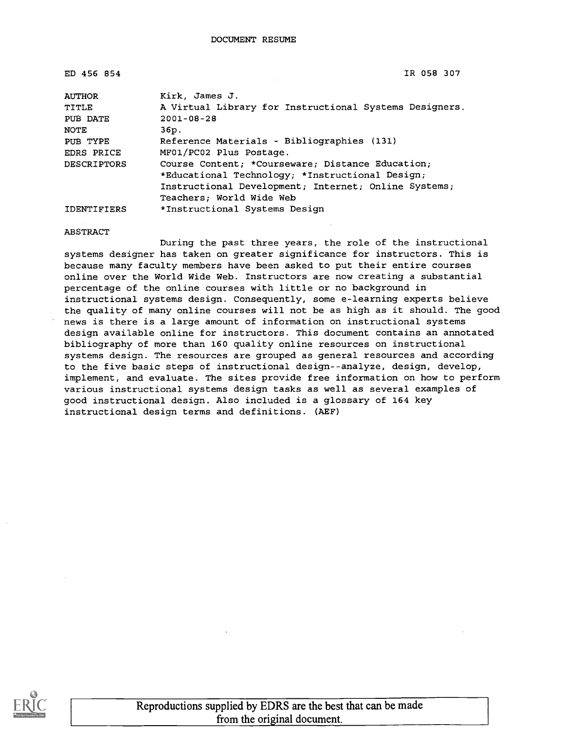DOCUMENT RESUME

ED 456 854 IR 058 307

| | |
|---|---|
| AUTHOR | Kirk, James J. |
| TITLE | A Virtual Library for Instructional Systems Designers. |
| PUB DATE | 2001-08-28 |
| NOTE | 36p. |
| PUB TYPE | Reference Materials - Bibliographies (131) |
| EDRS PRICE | MF01/PC02 Plus Postage. |
| DESCRIPTORS | Course Content; *Courseware; Distance Education; *Educational Technology; *Instructional Design; Instructional Development; Internet; Online Systems; Teachers; World Wide Web |
| IDENTIFIERS | *Instructional Systems Design |

ABSTRACT

During the past three years, the role of the instructional systems designer has taken on greater significance for instructors. This is because many faculty members have been asked to put their entire courses online over the World Wide Web. Instructors are now creating a substantial percentage of the online courses with little or no background in instructional systems design. Consequently, some e-learning experts believe the quality of many online courses will not be as high as it should. The good news is there is a large amount of information on instructional systems design available online for instructors. This document contains an annotated bibliography of more than 160 quality online resources on instructional systems design. The resources are grouped as general resources and according to the five basic steps of instructional design--analyze, design, develop, implement, and evaluate. The sites provide free information on how to perform various instructional systems design tasks as well as several examples of good instructional design. Also included is a glossary of 164 key instructional design terms and definitions. (AEF)

Reproductions supplied by EDRS are the best that can be made from the original document.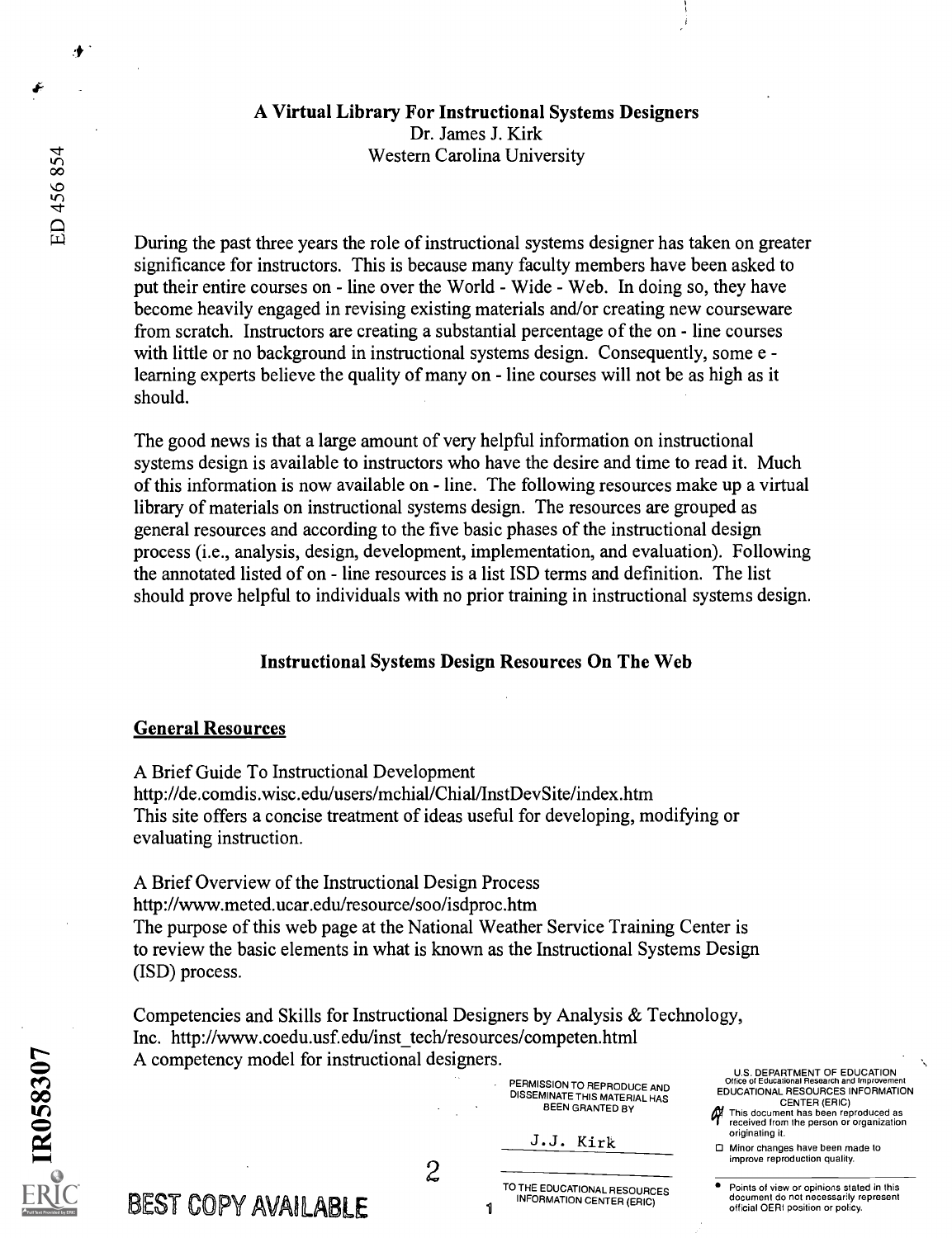# A Virtual Library For Instructional Systems Designers

Dr. James J. Kirk
Western Carolina University

During the past three years the role of instructional systems designer has taken on greater significance for instructors. This is because many faculty members have been asked to put their entire courses on - line over the World - Wide - Web. In doing so, they have become heavily engaged in revising existing materials and/or creating new courseware from scratch. Instructors are creating a substantial percentage of the on - line courses with little or no background in instructional systems design. Consequently, some e - learning experts believe the quality of many on - line courses will not be as high as it should.

The good news is that a large amount of very helpful information on instructional systems design is available to instructors who have the desire and time to read it. Much of this information is now available on - line. The following resources make up a virtual library of materials on instructional systems design. The resources are grouped as general resources and according to the five basic phases of the instructional design process (i.e., analysis, design, development, implementation, and evaluation). Following the annotated listed of on - line resources is a list ISD terms and definition. The list should prove helpful to individuals with no prior training in instructional systems design.

## Instructional Systems Design Resources On The Web

### General Resources

A Brief Guide To Instructional Development
http://de.comdis.wisc.edu/users/mchial/Chial/InstDevSite/index.htm
This site offers a concise treatment of ideas useful for developing, modifying or evaluating instruction.

A Brief Overview of the Instructional Design Process
http://www.meted.ucar.edu/resource/soo/isdproc.htm
The purpose of this web page at the National Weather Service Training Center is to review the basic elements in what is known as the Instructional Systems Design (ISD) process.

Competencies and Skills for Instructional Designers by Analysis & Technology, Inc. http://www.coedu.usf.edu/inst_tech/resources/competen.html
A competency model for instructional designers.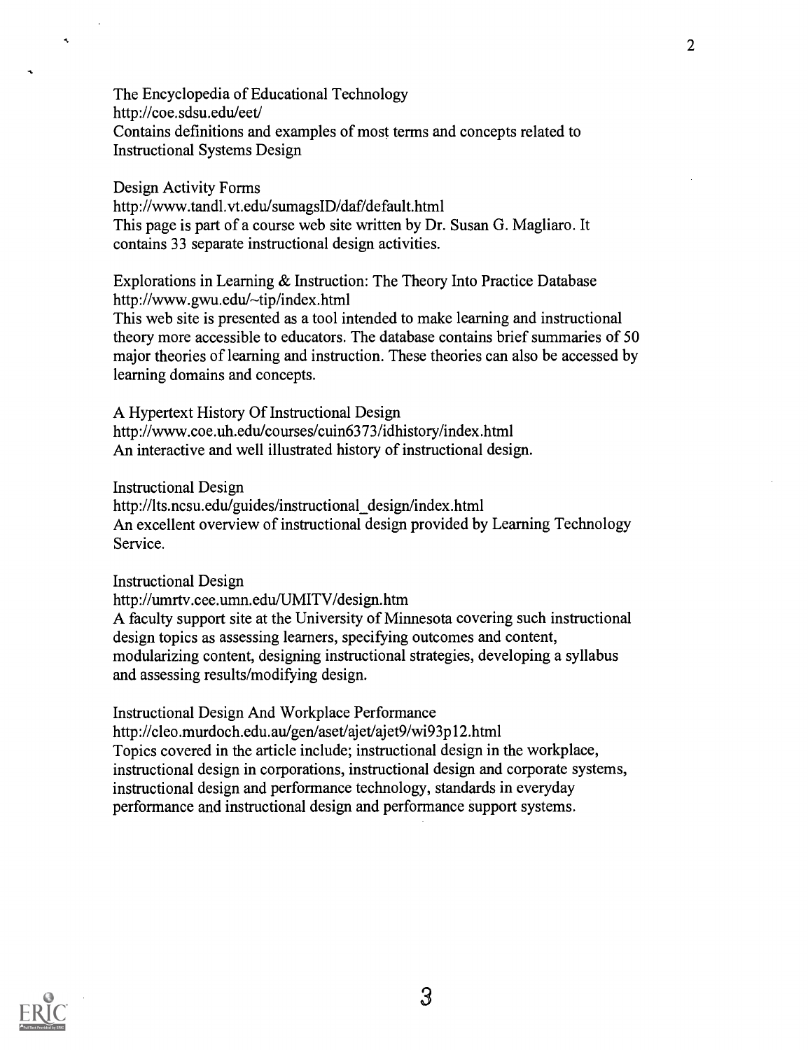The Encyclopedia of Educational Technology
http://coe.sdsu.edu/eet/
Contains definitions and examples of most terms and concepts related to Instructional Systems Design

Design Activity Forms
http://www.tandl.vt.edu/sumagsID/daf/default.html
This page is part of a course web site written by Dr. Susan G. Magliaro. It contains 33 separate instructional design activities.

Explorations in Learning & Instruction: The Theory Into Practice Database
http://www.gwu.edu/~tip/index.html
This web site is presented as a tool intended to make learning and instructional theory more accessible to educators. The database contains brief summaries of 50 major theories of learning and instruction. These theories can also be accessed by learning domains and concepts.

A Hypertext History Of Instructional Design
http://www.coe.uh.edu/courses/cuin6373/idhistory/index.html
An interactive and well illustrated history of instructional design.

Instructional Design
http://lts.ncsu.edu/guides/instructional_design/index.html
An excellent overview of instructional design provided by Learning Technology Service.

Instructional Design
http://umrtv.cee.umn.edu/UMITV/design.htm
A faculty support site at the University of Minnesota covering such instructional design topics as assessing learners, specifying outcomes and content, modularizing content, designing instructional strategies, developing a syllabus and assessing results/modifying design.

Instructional Design And Workplace Performance
http://cleo.murdoch.edu.au/gen/aset/ajet/ajet9/wi93p12.html
Topics covered in the article include; instructional design in the workplace, instructional design in corporations, instructional design and corporate systems, instructional design and performance technology, standards in everyday performance and instructional design and performance support systems.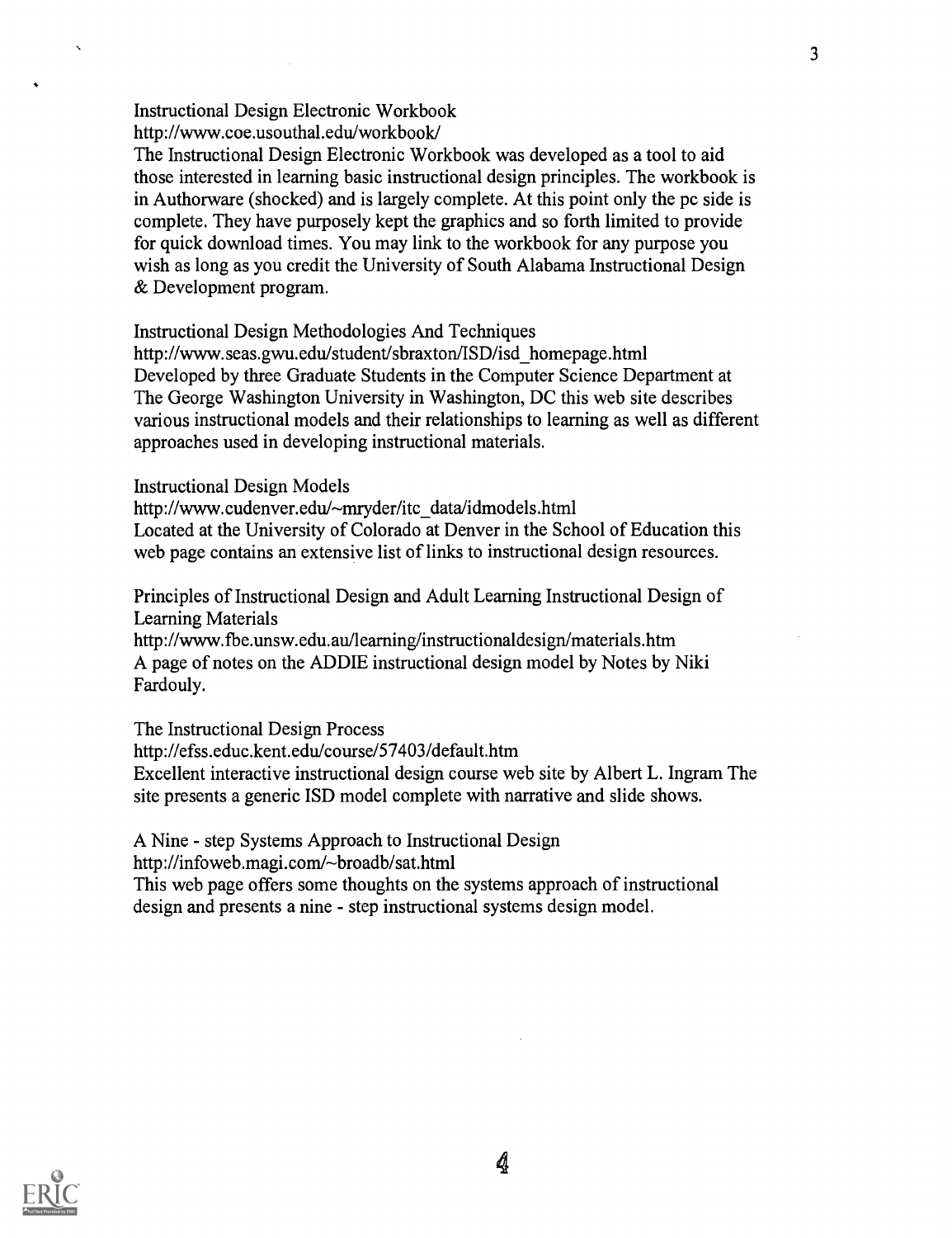Instructional Design Electronic Workbook
http://www.coe.usouthal.edu/workbook/
The Instructional Design Electronic Workbook was developed as a tool to aid those interested in learning basic instructional design principles. The workbook is in Authorware (shocked) and is largely complete. At this point only the pc side is complete. They have purposely kept the graphics and so forth limited to provide for quick download times. You may link to the workbook for any purpose you wish as long as you credit the University of South Alabama Instructional Design & Development program.

Instructional Design Methodologies And Techniques
http://www.seas.gwu.edu/student/sbraxton/ISD/isd_homepage.html
Developed by three Graduate Students in the Computer Science Department at The George Washington University in Washington, DC this web site describes various instructional models and their relationships to learning as well as different approaches used in developing instructional materials.

Instructional Design Models
http://www.cudenver.edu/~mryder/itc_data/idmodels.html
Located at the University of Colorado at Denver in the School of Education this web page contains an extensive list of links to instructional design resources.

Principles of Instructional Design and Adult Learning Instructional Design of Learning Materials
http://www.fbe.unsw.edu.au/learning/instructionaldesign/materials.htm
A page of notes on the ADDIE instructional design model by Notes by Niki Fardouly.

The Instructional Design Process
http://efss.educ.kent.edu/course/57403/default.htm
Excellent interactive instructional design course web site by Albert L. Ingram The site presents a generic ISD model complete with narrative and slide shows.

A Nine - step Systems Approach to Instructional Design
http://infoweb.magi.com/~broadb/sat.html
This web page offers some thoughts on the systems approach of instructional design and presents a nine - step instructional systems design model.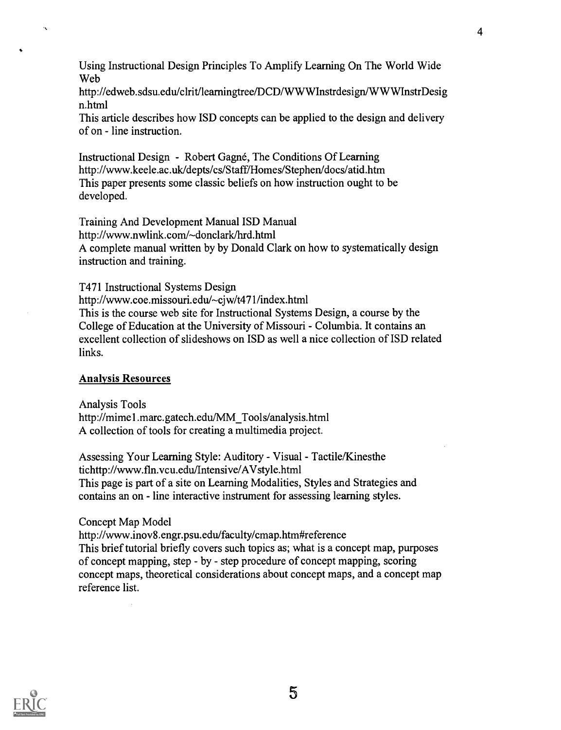Using Instructional Design Principles To Amplify Learning On The World Wide Web
http://edweb.sdsu.edu/clrit/learningtree/DCD/WWWInstrdesign/WWWInstrDesign.html
This article describes how ISD concepts can be applied to the design and delivery of on - line instruction.

Instructional Design - Robert Gagné, The Conditions Of Learning
http://www.keele.ac.uk/depts/cs/Staff/Homes/Stephen/docs/atid.htm
This paper presents some classic beliefs on how instruction ought to be developed.

Training And Development Manual ISD Manual
http://www.nwlink.com/~donclark/hrd.html
A complete manual written by by Donald Clark on how to systematically design instruction and training.

T471 Instructional Systems Design
http://www.coe.missouri.edu/~cjw/t471/index.html
This is the course web site for Instructional Systems Design, a course by the College of Education at the University of Missouri - Columbia. It contains an excellent collection of slideshows on ISD as well a nice collection of ISD related links.

## Analysis Resources

Analysis Tools
http://mime1.marc.gatech.edu/MM_Tools/analysis.html
A collection of tools for creating a multimedia project.

Assessing Your Learning Style: Auditory - Visual - Tactile/Kinesthe tichttp://www.fln.vcu.edu/Intensive/AVstyle.html
This page is part of a site on Learning Modalities, Styles and Strategies and contains an on - line interactive instrument for assessing learning styles.

Concept Map Model
http://www.inov8.engr.psu.edu/faculty/cmap.htm#reference
This brief tutorial briefly covers such topics as; what is a concept map, purposes of concept mapping, step - by - step procedure of concept mapping, scoring concept maps, theoretical considerations about concept maps, and a concept map reference list.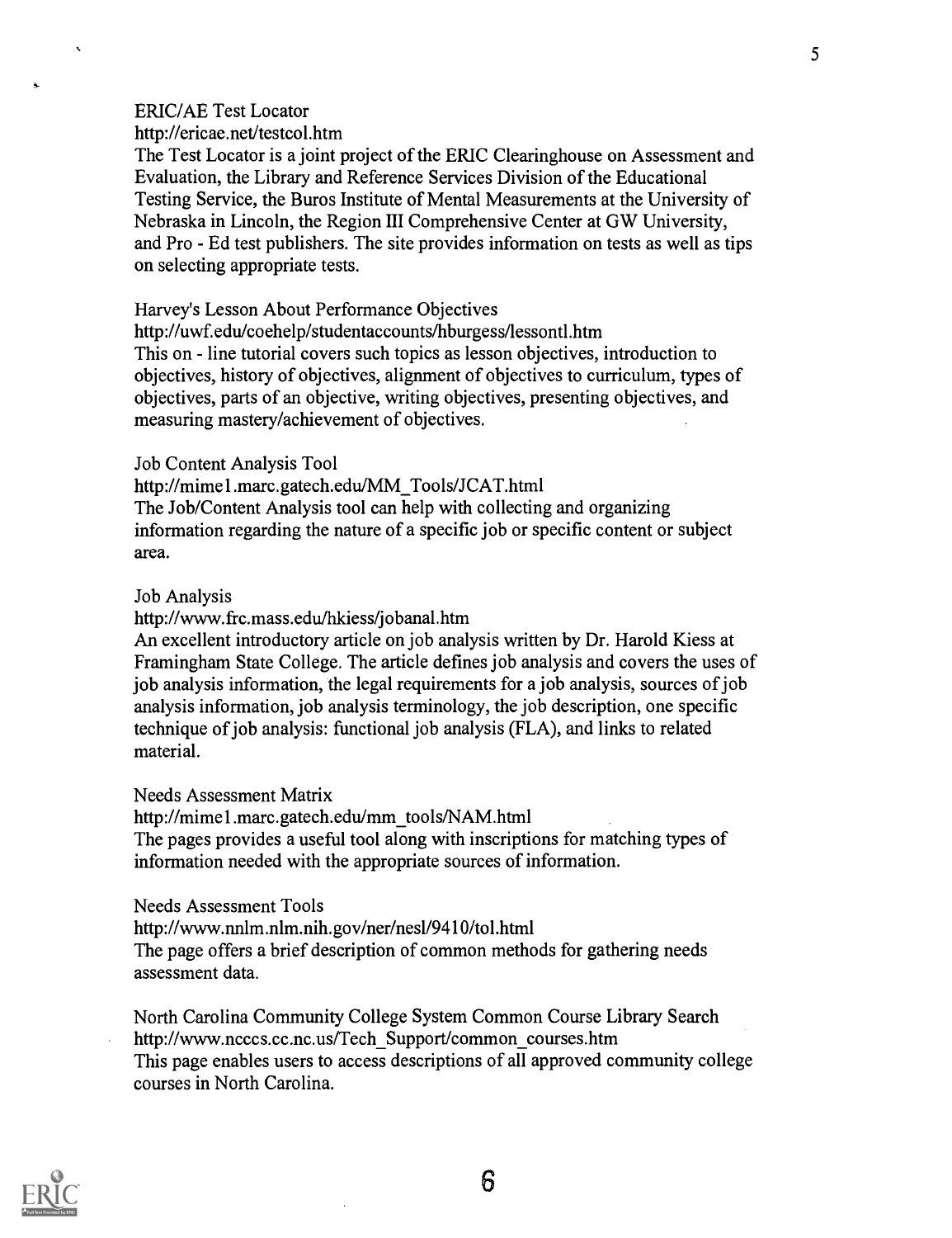ERIC/AE Test Locator
http://ericae.net/testcol.htm
The Test Locator is a joint project of the ERIC Clearinghouse on Assessment and Evaluation, the Library and Reference Services Division of the Educational Testing Service, the Buros Institute of Mental Measurements at the University of Nebraska in Lincoln, the Region III Comprehensive Center at GW University, and Pro - Ed test publishers. The site provides information on tests as well as tips on selecting appropriate tests.

Harvey's Lesson About Performance Objectives
http://uwf.edu/coehelp/studentaccounts/hburgess/lessontl.htm
This on - line tutorial covers such topics as lesson objectives, introduction to objectives, history of objectives, alignment of objectives to curriculum, types of objectives, parts of an objective, writing objectives, presenting objectives, and measuring mastery/achievement of objectives.

Job Content Analysis Tool
http://mime1.marc.gatech.edu/MM_Tools/JCAT.html
The Job/Content Analysis tool can help with collecting and organizing information regarding the nature of a specific job or specific content or subject area.

Job Analysis
http://www.frc.mass.edu/hkiess/jobanal.htm
An excellent introductory article on job analysis written by Dr. Harold Kiess at Framingham State College. The article defines job analysis and covers the uses of job analysis information, the legal requirements for a job analysis, sources of job analysis information, job analysis terminology, the job description, one specific technique of job analysis: functional job analysis (FLA), and links to related material.

Needs Assessment Matrix
http://mime1.marc.gatech.edu/mm_tools/NAM.html
The pages provides a useful tool along with inscriptions for matching types of information needed with the appropriate sources of information.

Needs Assessment Tools
http://www.nnlm.nlm.nih.gov/ner/nesl/9410/tol.html
The page offers a brief description of common methods for gathering needs assessment data.

North Carolina Community College System Common Course Library Search
http://www.ncccs.cc.nc.us/Tech_Support/common_courses.htm
This page enables users to access descriptions of all approved community college courses in North Carolina.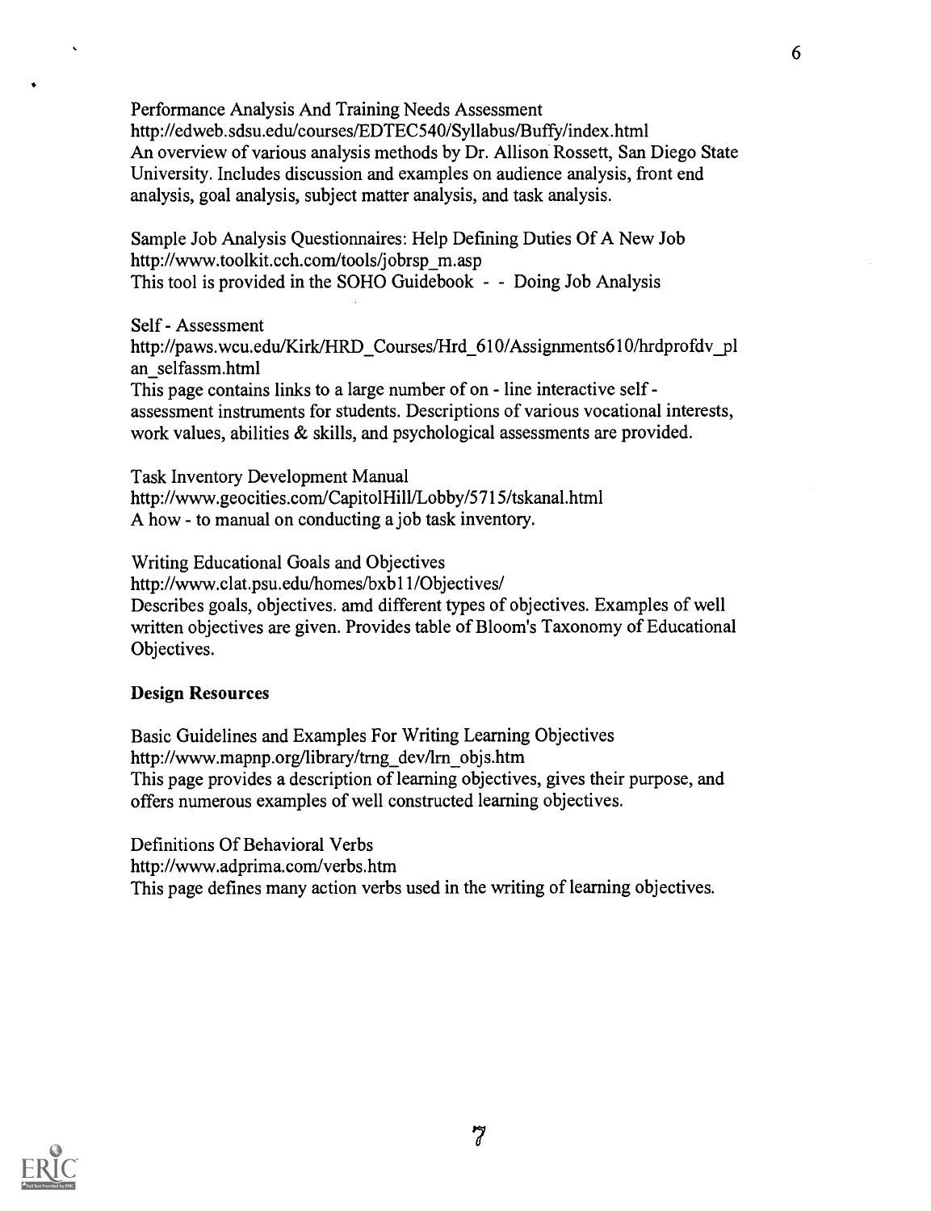Performance Analysis And Training Needs Assessment
http://edweb.sdsu.edu/courses/EDTEC540/Syllabus/Buffy/index.html
An overview of various analysis methods by Dr. Allison Rossett, San Diego State University. Includes discussion and examples on audience analysis, front end analysis, goal analysis, subject matter analysis, and task analysis.

Sample Job Analysis Questionnaires: Help Defining Duties Of A New Job
http://www.toolkit.cch.com/tools/jobrsp_m.asp
This tool is provided in the SOHO Guidebook - - Doing Job Analysis

Self - Assessment
http://paws.wcu.edu/Kirk/HRD_Courses/Hrd_610/Assignments610/hrdprofdv_plan_selfassm.html
This page contains links to a large number of on - line interactive self - assessment instruments for students. Descriptions of various vocational interests, work values, abilities & skills, and psychological assessments are provided.

Task Inventory Development Manual
http://www.geocities.com/CapitolHill/Lobby/5715/tskanal.html
A how - to manual on conducting a job task inventory.

Writing Educational Goals and Objectives
http://www.clat.psu.edu/homes/bxb11/Objectives/
Describes goals, objectives. amd different types of objectives. Examples of well written objectives are given. Provides table of Bloom's Taxonomy of Educational Objectives.

**Design Resources**

Basic Guidelines and Examples For Writing Learning Objectives
http://www.mapnp.org/library/trng_dev/lrn_objs.htm
This page provides a description of learning objectives, gives their purpose, and offers numerous examples of well constructed learning objectives.

Definitions Of Behavioral Verbs
http://www.adprima.com/verbs.htm
This page defines many action verbs used in the writing of learning objectives.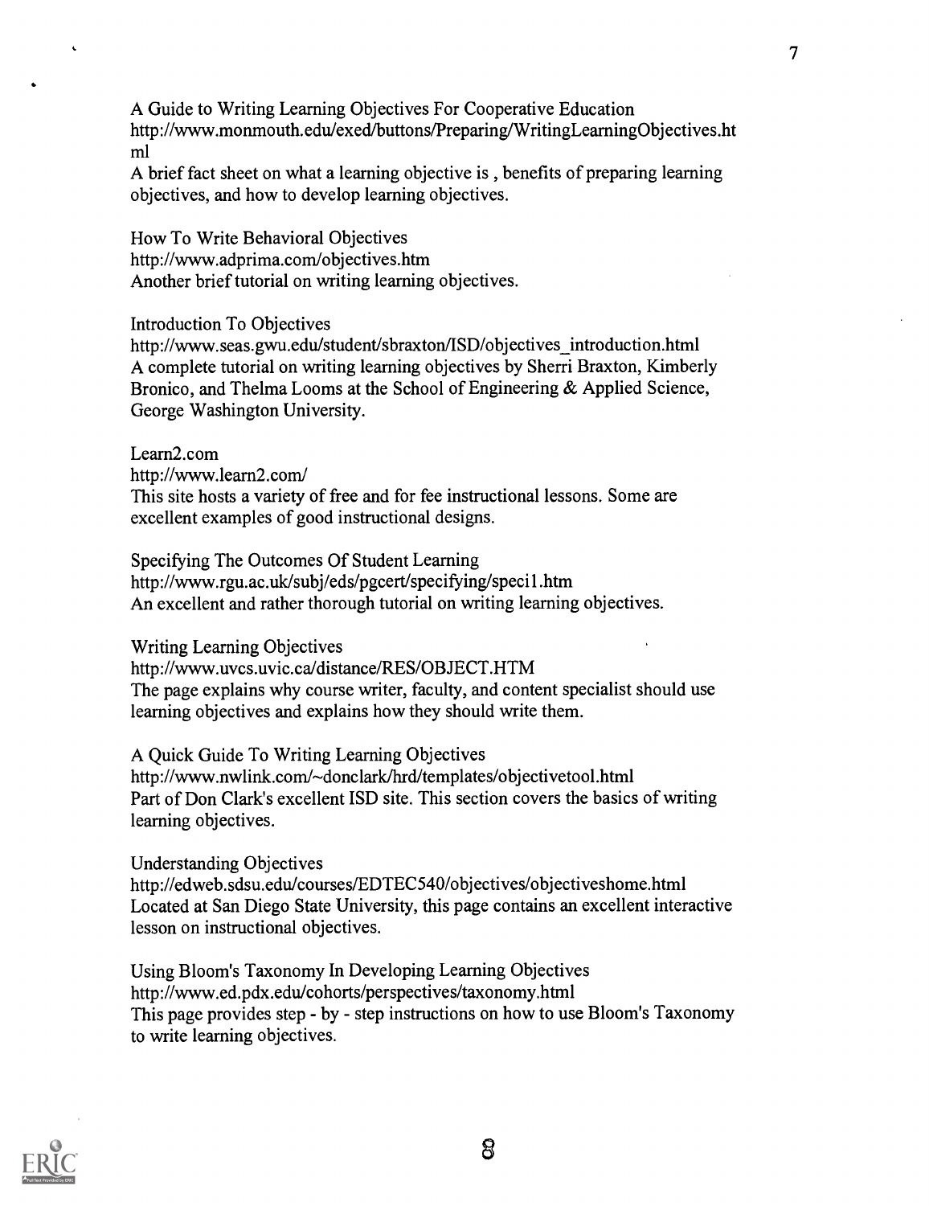A Guide to Writing Learning Objectives For Cooperative Education
http://www.monmouth.edu/exed/buttons/Preparing/WritingLearningObjectives.html
A brief fact sheet on what a learning objective is , benefits of preparing learning objectives, and how to develop learning objectives.

How To Write Behavioral Objectives
http://www.adprima.com/objectives.htm
Another brief tutorial on writing learning objectives.

Introduction To Objectives
http://www.seas.gwu.edu/student/sbraxton/ISD/objectives_introduction.html
A complete tutorial on writing learning objectives by Sherri Braxton, Kimberly Bronico, and Thelma Looms at the School of Engineering & Applied Science, George Washington University.

Learn2.com
http://www.learn2.com/
This site hosts a variety of free and for fee instructional lessons. Some are excellent examples of good instructional designs.

Specifying The Outcomes Of Student Learning
http://www.rgu.ac.uk/subj/eds/pgcert/specifying/speci1.htm
An excellent and rather thorough tutorial on writing learning objectives.

Writing Learning Objectives
http://www.uvcs.uvic.ca/distance/RES/OBJECT.HTM
The page explains why course writer, faculty, and content specialist should use learning objectives and explains how they should write them.

A Quick Guide To Writing Learning Objectives
http://www.nwlink.com/~donclark/hrd/templates/objectivetool.html
Part of Don Clark's excellent ISD site. This section covers the basics of writing learning objectives.

Understanding Objectives
http://edweb.sdsu.edu/courses/EDTEC540/objectives/objectiveshome.html
Located at San Diego State University, this page contains an excellent interactive lesson on instructional objectives.

Using Bloom's Taxonomy In Developing Learning Objectives
http://www.ed.pdx.edu/cohorts/perspectives/taxonomy.html
This page provides step - by - step instructions on how to use Bloom's Taxonomy to write learning objectives.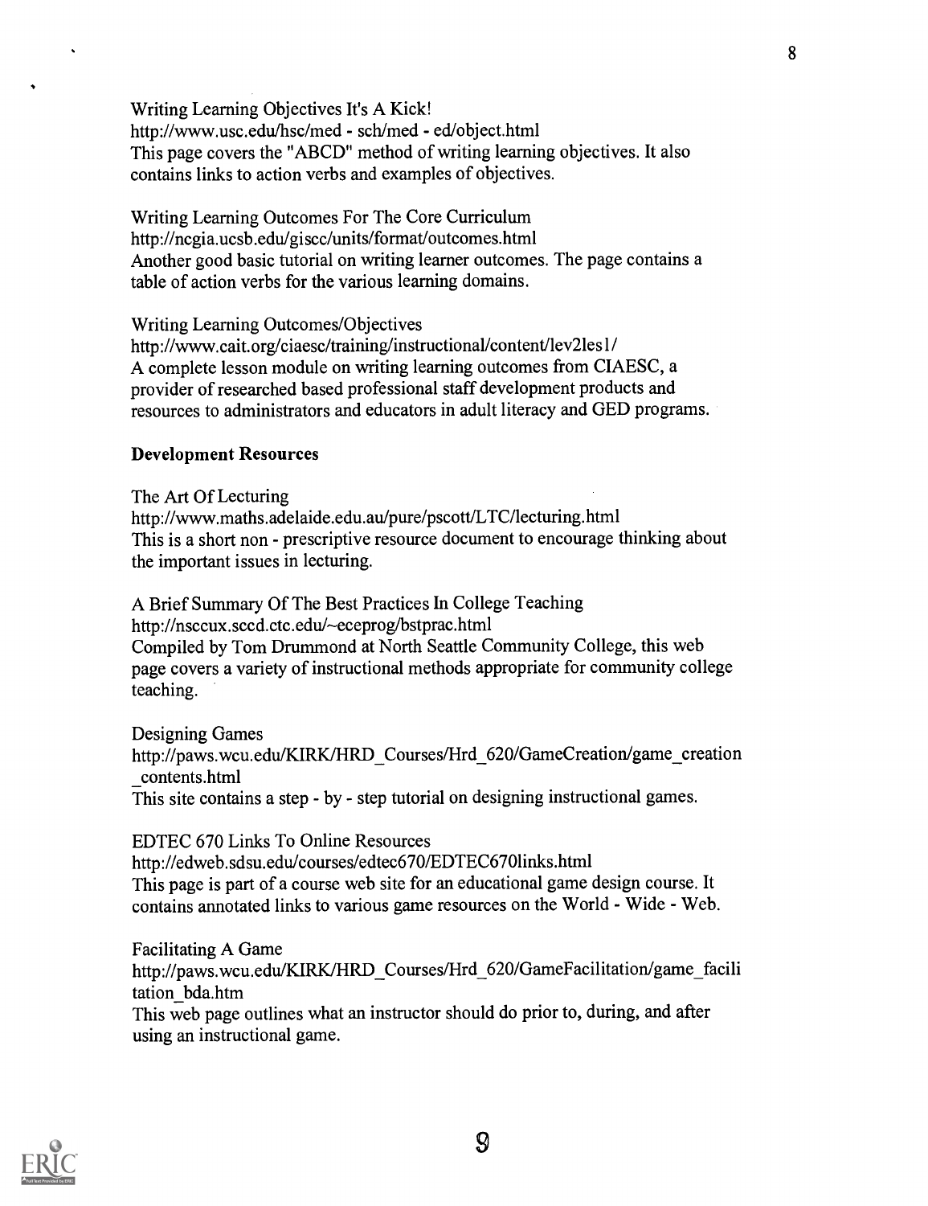Writing Learning Objectives It's A Kick!
http://www.usc.edu/hsc/med - sch/med - ed/object.html
This page covers the "ABCD" method of writing learning objectives. It also contains links to action verbs and examples of objectives.

Writing Learning Outcomes For The Core Curriculum
http://ncgia.ucsb.edu/giscc/units/format/outcomes.html
Another good basic tutorial on writing learner outcomes. The page contains a table of action verbs for the various learning domains.

Writing Learning Outcomes/Objectives
http://www.cait.org/ciaesc/training/instructional/content/lev2les1/
A complete lesson module on writing learning outcomes from CIAESC, a provider of researched based professional staff development products and resources to administrators and educators in adult literacy and GED programs.

**Development Resources**

The Art Of Lecturing
http://www.maths.adelaide.edu.au/pure/pscott/LTC/lecturing.html
This is a short non - prescriptive resource document to encourage thinking about the important issues in lecturing.

A Brief Summary Of The Best Practices In College Teaching
http://nsccux.sccd.ctc.edu/~eceprog/bstprac.html
Compiled by Tom Drummond at North Seattle Community College, this web page covers a variety of instructional methods appropriate for community college teaching.

Designing Games
http://paws.wcu.edu/KIRK/HRD_Courses/Hrd_620/GameCreation/game_creation_contents.html
This site contains a step - by - step tutorial on designing instructional games.

EDTEC 670 Links To Online Resources
http://edweb.sdsu.edu/courses/edtec670/EDTEC670links.html
This page is part of a course web site for an educational game design course. It contains annotated links to various game resources on the World - Wide - Web.

Facilitating A Game
http://paws.wcu.edu/KIRK/HRD_Courses/Hrd_620/GameFacilitation/game_facilitation_bda.htm
This web page outlines what an instructor should do prior to, during, and after using an instructional game.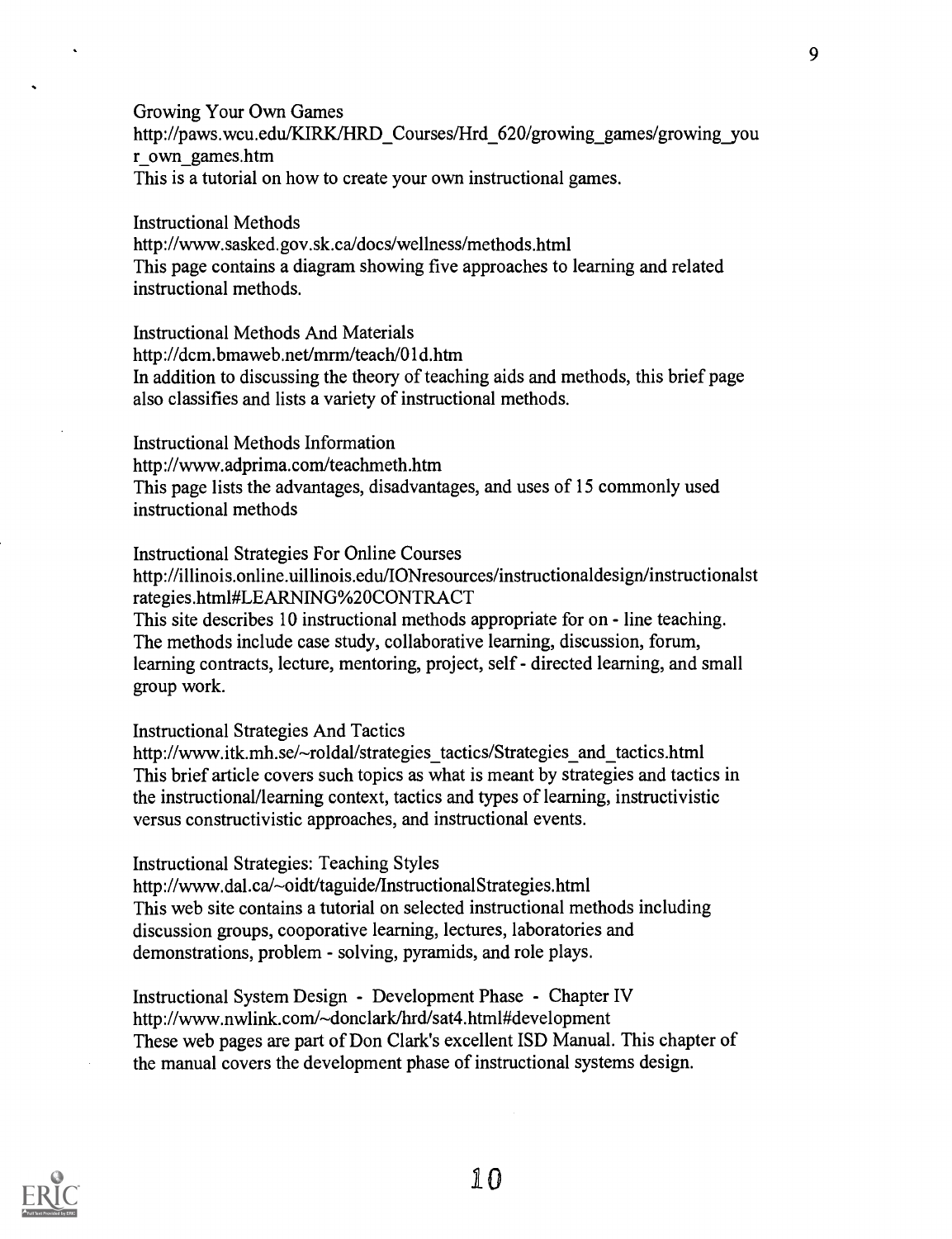Growing Your Own Games
http://paws.wcu.edu/KIRK/HRD_Courses/Hrd_620/growing_games/growing_your_own_games.htm
This is a tutorial on how to create your own instructional games.

Instructional Methods
http://www.sasked.gov.sk.ca/docs/wellness/methods.html
This page contains a diagram showing five approaches to learning and related instructional methods.

Instructional Methods And Materials
http://dcm.bmaweb.net/mrm/teach/01d.htm
In addition to discussing the theory of teaching aids and methods, this brief page also classifies and lists a variety of instructional methods.

Instructional Methods Information
http://www.adprima.com/teachmeth.htm
This page lists the advantages, disadvantages, and uses of 15 commonly used instructional methods

Instructional Strategies For Online Courses
http://illinois.online.uillinois.edu/IONresources/instructionaldesign/instructionalstrategies.html#LEARNING%20CONTRACT
This site describes 10 instructional methods appropriate for on - line teaching. The methods include case study, collaborative learning, discussion, forum, learning contracts, lecture, mentoring, project, self - directed learning, and small group work.

Instructional Strategies And Tactics
http://www.itk.mh.se/~roldal/strategies_tactics/Strategies_and_tactics.html
This brief article covers such topics as what is meant by strategies and tactics in the instructional/learning context, tactics and types of learning, instructivistic versus constructivistic approaches, and instructional events.

Instructional Strategies: Teaching Styles
http://www.dal.ca/~oidt/taguide/InstructionalStrategies.html
This web site contains a tutorial on selected instructional methods including discussion groups, cooperative learning, lectures, laboratories and demonstrations, problem - solving, pyramids, and role plays.

Instructional System Design - Development Phase - Chapter IV
http://www.nwlink.com/~donclark/hrd/sat4.html#development
These web pages are part of Don Clark's excellent ISD Manual. This chapter of the manual covers the development phase of instructional systems design.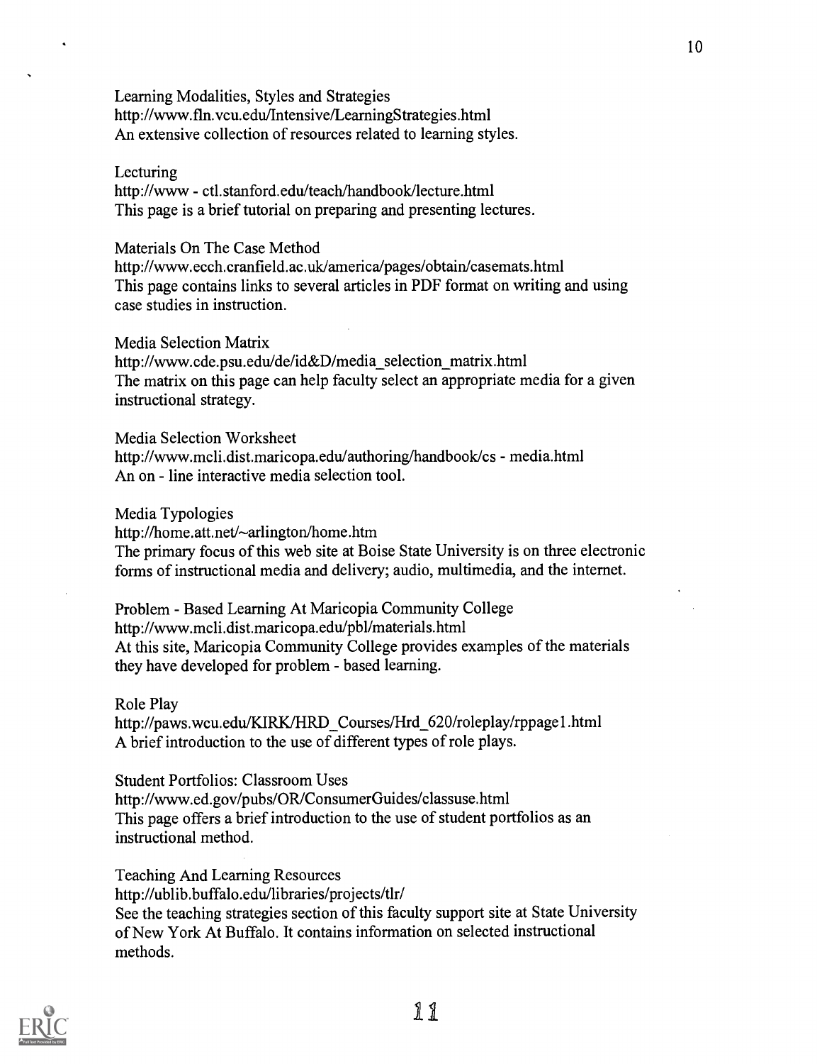Learning Modalities, Styles and Strategies
http://www.fln.vcu.edu/Intensive/LearningStrategies.html
An extensive collection of resources related to learning styles.

Lecturing
http://www - ctl.stanford.edu/teach/handbook/lecture.html
This page is a brief tutorial on preparing and presenting lectures.

Materials On The Case Method
http://www.ecch.cranfield.ac.uk/america/pages/obtain/casemats.html
This page contains links to several articles in PDF format on writing and using case studies in instruction.

Media Selection Matrix
http://www.cde.psu.edu/de/id&D/media_selection_matrix.html
The matrix on this page can help faculty select an appropriate media for a given instructional strategy.

Media Selection Worksheet
http://www.mcli.dist.maricopa.edu/authoring/handbook/cs - media.html
An on - line interactive media selection tool.

Media Typologies
http://home.att.net/~arlington/home.htm
The primary focus of this web site at Boise State University is on three electronic forms of instructional media and delivery; audio, multimedia, and the internet.

Problem - Based Learning At Maricopia Community College
http://www.mcli.dist.maricopa.edu/pbl/materials.html
At this site, Maricopia Community College provides examples of the materials they have developed for problem - based learning.

Role Play
http://paws.wcu.edu/KIRK/HRD_Courses/Hrd_620/roleplay/rppage1.html
A brief introduction to the use of different types of role plays.

Student Portfolios: Classroom Uses
http://www.ed.gov/pubs/OR/ConsumerGuides/classuse.html
This page offers a brief introduction to the use of student portfolios as an instructional method.

Teaching And Learning Resources
http://ublib.buffalo.edu/libraries/projects/tlr/
See the teaching strategies section of this faculty support site at State University of New York At Buffalo. It contains information on selected instructional methods.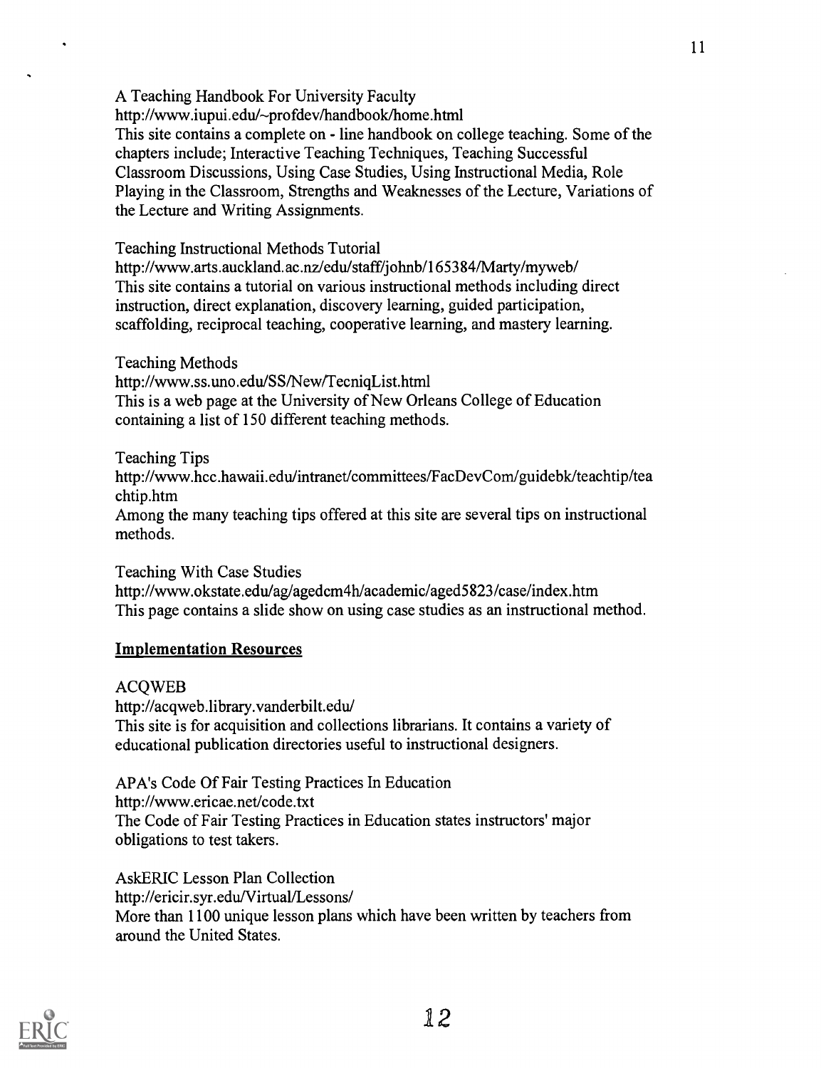A Teaching Handbook For University Faculty
http://www.iupui.edu/~profdev/handbook/home.html
This site contains a complete on - line handbook on college teaching. Some of the chapters include; Interactive Teaching Techniques, Teaching Successful Classroom Discussions, Using Case Studies, Using Instructional Media, Role Playing in the Classroom, Strengths and Weaknesses of the Lecture, Variations of the Lecture and Writing Assignments.

Teaching Instructional Methods Tutorial
http://www.arts.auckland.ac.nz/edu/staff/johnb/165384/Marty/myweb/
This site contains a tutorial on various instructional methods including direct instruction, direct explanation, discovery learning, guided participation, scaffolding, reciprocal teaching, cooperative learning, and mastery learning.

Teaching Methods
http://www.ss.uno.edu/SS/New/TecniqList.html
This is a web page at the University of New Orleans College of Education containing a list of 150 different teaching methods.

Teaching Tips
http://www.hcc.hawaii.edu/intranet/committees/FacDevCom/guidebk/teachtip/teachtip.htm
Among the many teaching tips offered at this site are several tips on instructional methods.

Teaching With Case Studies
http://www.okstate.edu/ag/agedcm4h/academic/aged5823/case/index.htm
This page contains a slide show on using case studies as an instructional method.

## Implementation Resources

ACQWEB
http://acqweb.library.vanderbilt.edu/
This site is for acquisition and collections librarians. It contains a variety of educational publication directories useful to instructional designers.

APA's Code Of Fair Testing Practices In Education
http://www.ericae.net/code.txt
The Code of Fair Testing Practices in Education states instructors' major obligations to test takers.

AskERIC Lesson Plan Collection
http://ericir.syr.edu/Virtual/Lessons/
More than 1100 unique lesson plans which have been written by teachers from around the United States.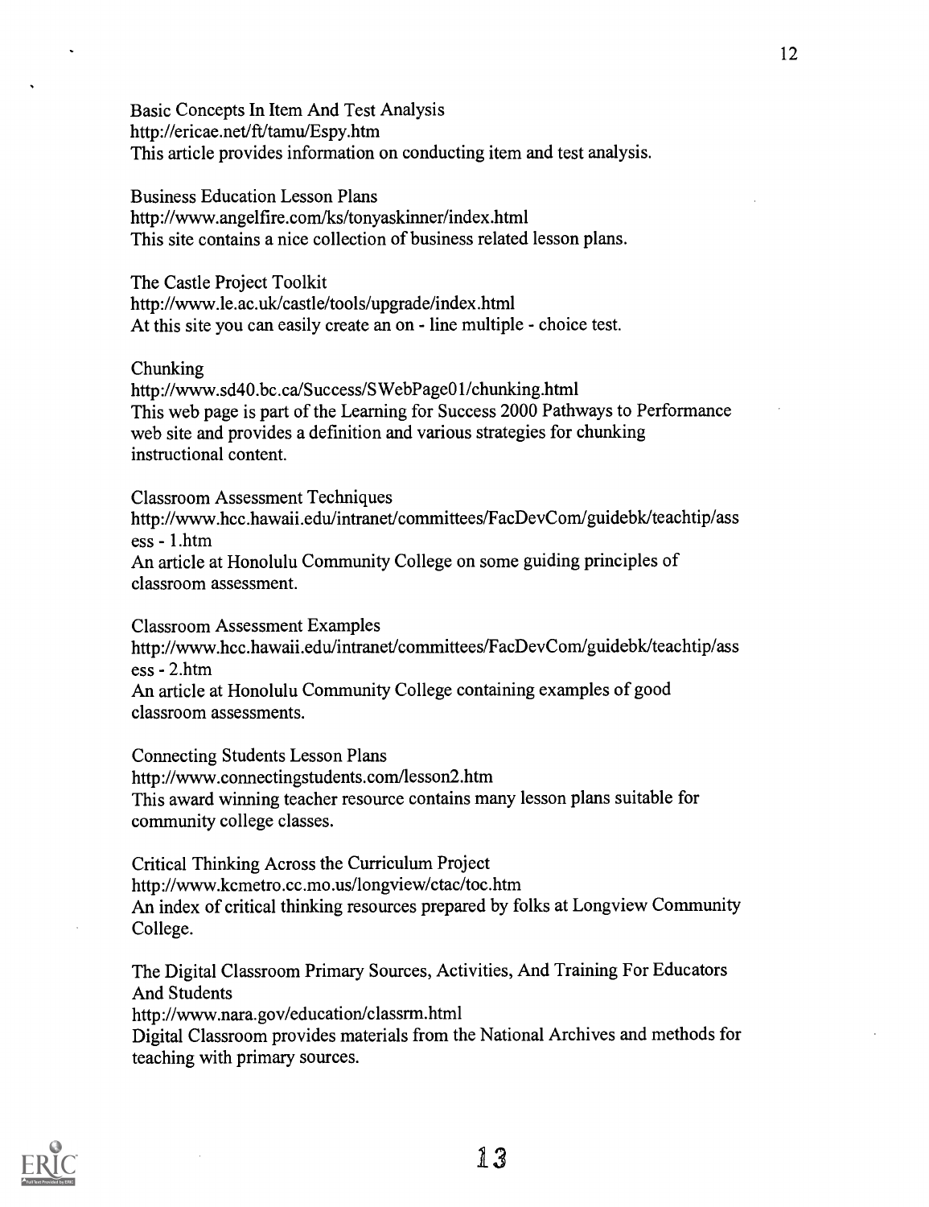Basic Concepts In Item And Test Analysis
http://ericae.net/ft/tamu/Espy.htm
This article provides information on conducting item and test analysis.

Business Education Lesson Plans
http://www.angelfire.com/ks/tonyaskinner/index.html
This site contains a nice collection of business related lesson plans.

The Castle Project Toolkit
http://www.le.ac.uk/castle/tools/upgrade/index.html
At this site you can easily create an on - line multiple - choice test.

Chunking
http://www.sd40.bc.ca/Success/SWebPage01/chunking.html
This web page is part of the Learning for Success 2000 Pathways to Performance web site and provides a definition and various strategies for chunking instructional content.

Classroom Assessment Techniques
http://www.hcc.hawaii.edu/intranet/committees/FacDevCom/guidebk/teachtip/assess - 1.htm
An article at Honolulu Community College on some guiding principles of classroom assessment.

Classroom Assessment Examples
http://www.hcc.hawaii.edu/intranet/committees/FacDevCom/guidebk/teachtip/assess - 2.htm
An article at Honolulu Community College containing examples of good classroom assessments.

Connecting Students Lesson Plans
http://www.connectingstudents.com/lesson2.htm
This award winning teacher resource contains many lesson plans suitable for community college classes.

Critical Thinking Across the Curriculum Project
http://www.kcmetro.cc.mo.us/longview/ctac/toc.htm
An index of critical thinking resources prepared by folks at Longview Community College.

The Digital Classroom Primary Sources, Activities, And Training For Educators And Students
http://www.nara.gov/education/classrm.html
Digital Classroom provides materials from the National Archives and methods for teaching with primary sources.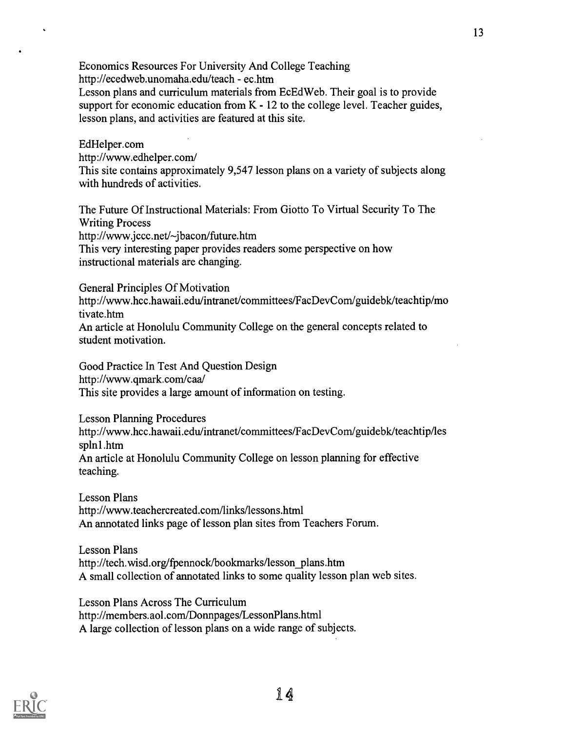Economics Resources For University And College Teaching
http://ecedweb.unomaha.edu/teach - ec.htm
Lesson plans and curriculum materials from EcEdWeb. Their goal is to provide support for economic education from K - 12 to the college level. Teacher guides, lesson plans, and activities are featured at this site.

EdHelper.com
http://www.edhelper.com/
This site contains approximately 9,547 lesson plans on a variety of subjects along with hundreds of activities.

The Future Of Instructional Materials: From Giotto To Virtual Security To The Writing Process
http://www.jccc.net/~jbacon/future.htm
This very interesting paper provides readers some perspective on how instructional materials are changing.

General Principles Of Motivation
http://www.hcc.hawaii.edu/intranet/committees/FacDevCom/guidebk/teachtip/motivate.htm
An article at Honolulu Community College on the general concepts related to student motivation.

Good Practice In Test And Question Design
http://www.qmark.com/caa/
This site provides a large amount of information on testing.

Lesson Planning Procedures
http://www.hcc.hawaii.edu/intranet/committees/FacDevCom/guidebk/teachtip/lesspln1.htm
An article at Honolulu Community College on lesson planning for effective teaching.

Lesson Plans
http://www.teachercreated.com/links/lessons.html
An annotated links page of lesson plan sites from Teachers Forum.

Lesson Plans
http://tech.wisd.org/fpennock/bookmarks/lesson_plans.htm
A small collection of annotated links to some quality lesson plan web sites.

Lesson Plans Across The Curriculum
http://members.aol.com/Donnpages/LessonPlans.html
A large collection of lesson plans on a wide range of subjects.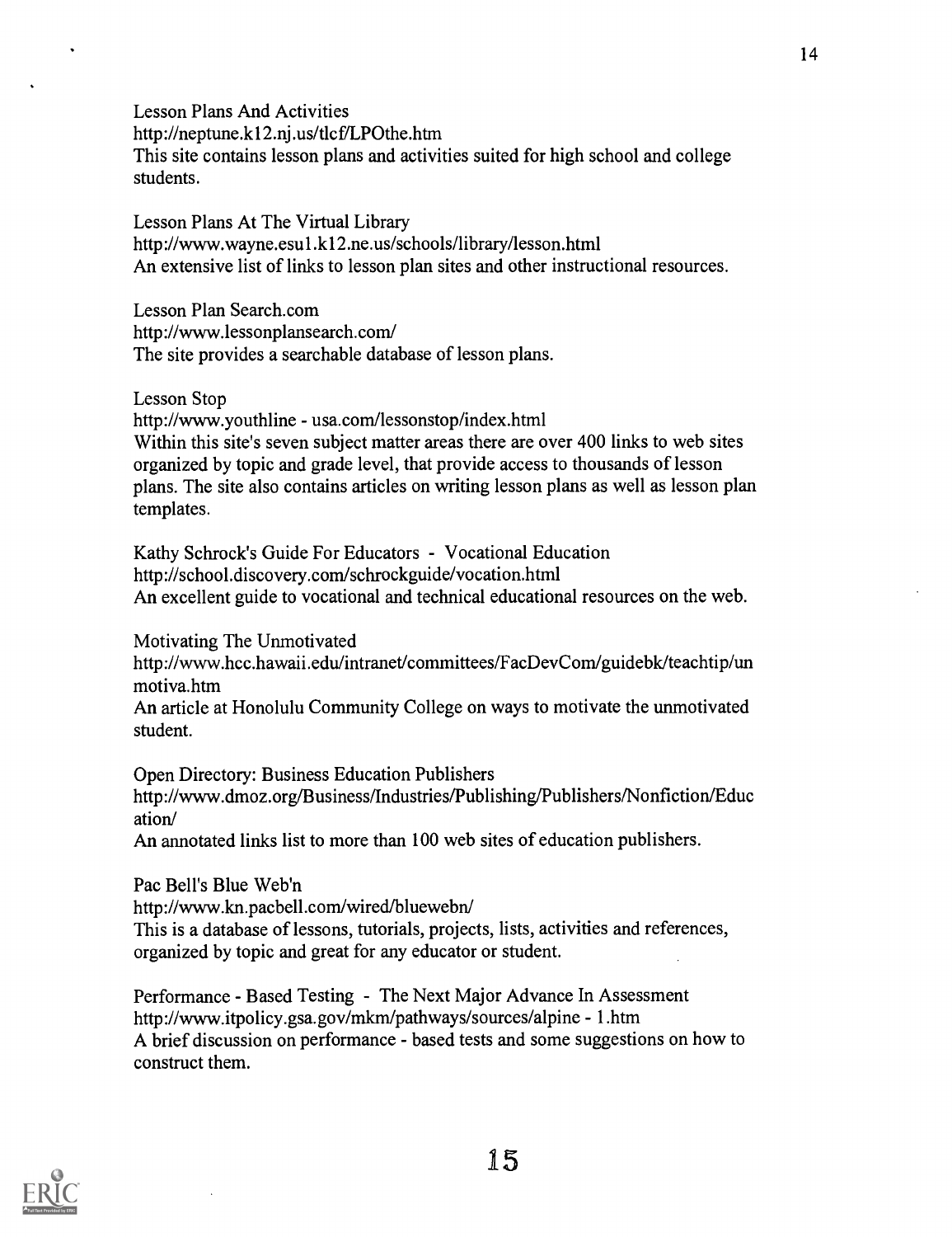Lesson Plans And Activities
http://neptune.k12.nj.us/tlcf/LPOthe.htm
This site contains lesson plans and activities suited for high school and college students.

Lesson Plans At The Virtual Library
http://www.wayne.esu1.k12.ne.us/schools/library/lesson.html
An extensive list of links to lesson plan sites and other instructional resources.

Lesson Plan Search.com
http://www.lessonplansearch.com/
The site provides a searchable database of lesson plans.

Lesson Stop
http://www.youthline - usa.com/lessonstop/index.html
Within this site's seven subject matter areas there are over 400 links to web sites organized by topic and grade level, that provide access to thousands of lesson plans. The site also contains articles on writing lesson plans as well as lesson plan templates.

Kathy Schrock's Guide For Educators - Vocational Education
http://school.discovery.com/schrockguide/vocation.html
An excellent guide to vocational and technical educational resources on the web.

Motivating The Unmotivated
http://www.hcc.hawaii.edu/intranet/committees/FacDevCom/guidebk/teachtip/unmotiva.htm
An article at Honolulu Community College on ways to motivate the unmotivated student.

Open Directory: Business Education Publishers
http://www.dmoz.org/Business/Industries/Publishing/Publishers/Nonfiction/Education/
An annotated links list to more than 100 web sites of education publishers.

Pac Bell's Blue Web'n
http://www.kn.pacbell.com/wired/bluewebn/
This is a database of lessons, tutorials, projects, lists, activities and references, organized by topic and great for any educator or student.

Performance - Based Testing - The Next Major Advance In Assessment
http://www.itpolicy.gsa.gov/mkm/pathways/sources/alpine - 1.htm
A brief discussion on performance - based tests and some suggestions on how to construct them.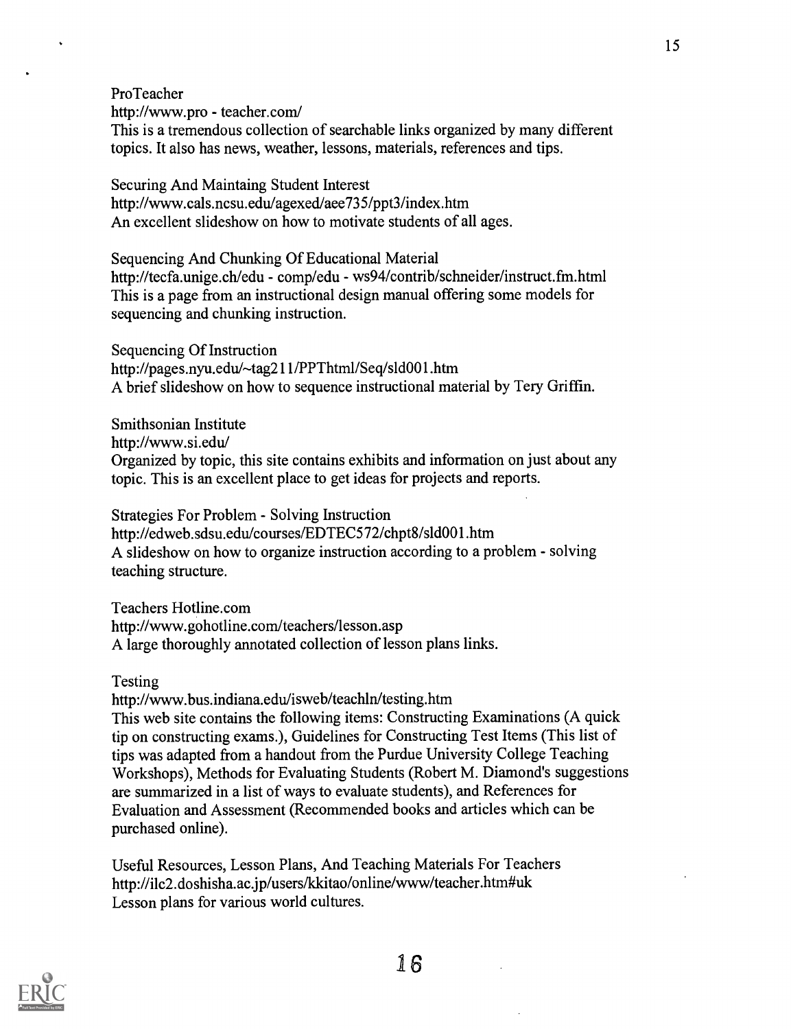ProTeacher
http://www.pro - teacher.com/
This is a tremendous collection of searchable links organized by many different topics. It also has news, weather, lessons, materials, references and tips.

Securing And Maintaing Student Interest
http://www.cals.ncsu.edu/agexed/aee735/ppt3/index.htm
An excellent slideshow on how to motivate students of all ages.

Sequencing And Chunking Of Educational Material
http://tecfa.unige.ch/edu - comp/edu - ws94/contrib/schneider/instruct.fm.html
This is a page from an instructional design manual offering some models for sequencing and chunking instruction.

Sequencing Of Instruction
http://pages.nyu.edu/~tag211/PPThtml/Seq/sld001.htm
A brief slideshow on how to sequence instructional material by Tery Griffin.

Smithsonian Institute
http://www.si.edu/
Organized by topic, this site contains exhibits and information on just about any topic. This is an excellent place to get ideas for projects and reports.

Strategies For Problem - Solving Instruction
http://edweb.sdsu.edu/courses/EDTEC572/chpt8/sld001.htm
A slideshow on how to organize instruction according to a problem - solving teaching structure.

Teachers Hotline.com
http://www.gohotline.com/teachers/lesson.asp
A large thoroughly annotated collection of lesson plans links.

Testing
http://www.bus.indiana.edu/isweb/teachln/testing.htm
This web site contains the following items: Constructing Examinations (A quick tip on constructing exams.), Guidelines for Constructing Test Items (This list of tips was adapted from a handout from the Purdue University College Teaching Workshops), Methods for Evaluating Students (Robert M. Diamond's suggestions are summarized in a list of ways to evaluate students), and References for Evaluation and Assessment (Recommended books and articles which can be purchased online).

Useful Resources, Lesson Plans, And Teaching Materials For Teachers
http://ilc2.doshisha.ac.jp/users/kkitao/online/www/teacher.htm#uk
Lesson plans for various world cultures.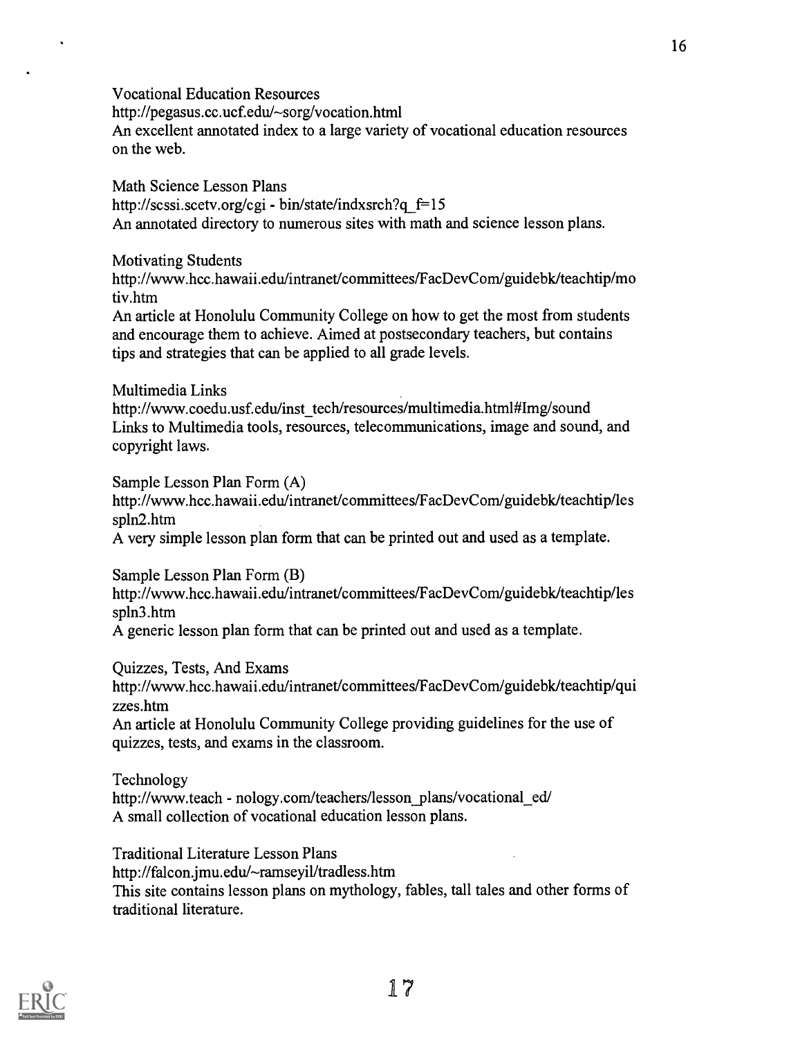Vocational Education Resources
http://pegasus.cc.ucf.edu/~sorg/vocation.html
An excellent annotated index to a large variety of vocational education resources on the web.

Math Science Lesson Plans
http://scssi.scetv.org/cgi - bin/state/indxsrch?q_f=15
An annotated directory to numerous sites with math and science lesson plans.

Motivating Students
http://www.hcc.hawaii.edu/intranet/committees/FacDevCom/guidebk/teachtip/motiv.htm
An article at Honolulu Community College on how to get the most from students and encourage them to achieve. Aimed at postsecondary teachers, but contains tips and strategies that can be applied to all grade levels.

Multimedia Links
http://www.coedu.usf.edu/inst_tech/resources/multimedia.html#Img/sound
Links to Multimedia tools, resources, telecommunications, image and sound, and copyright laws.

Sample Lesson Plan Form (A)
http://www.hcc.hawaii.edu/intranet/committees/FacDevCom/guidebk/teachtip/lespln2.htm
A very simple lesson plan form that can be printed out and used as a template.

Sample Lesson Plan Form (B)
http://www.hcc.hawaii.edu/intranet/committees/FacDevCom/guidebk/teachtip/lespln3.htm
A generic lesson plan form that can be printed out and used as a template.

Quizzes, Tests, And Exams
http://www.hcc.hawaii.edu/intranet/committees/FacDevCom/guidebk/teachtip/quizzes.htm
An article at Honolulu Community College providing guidelines for the use of quizzes, tests, and exams in the classroom.

Technology
http://www.teach - nology.com/teachers/lesson_plans/vocational_ed/
A small collection of vocational education lesson plans.

Traditional Literature Lesson Plans
http://falcon.jmu.edu/~ramseyil/tradless.htm
This site contains lesson plans on mythology, fables, tall tales and other forms of traditional literature.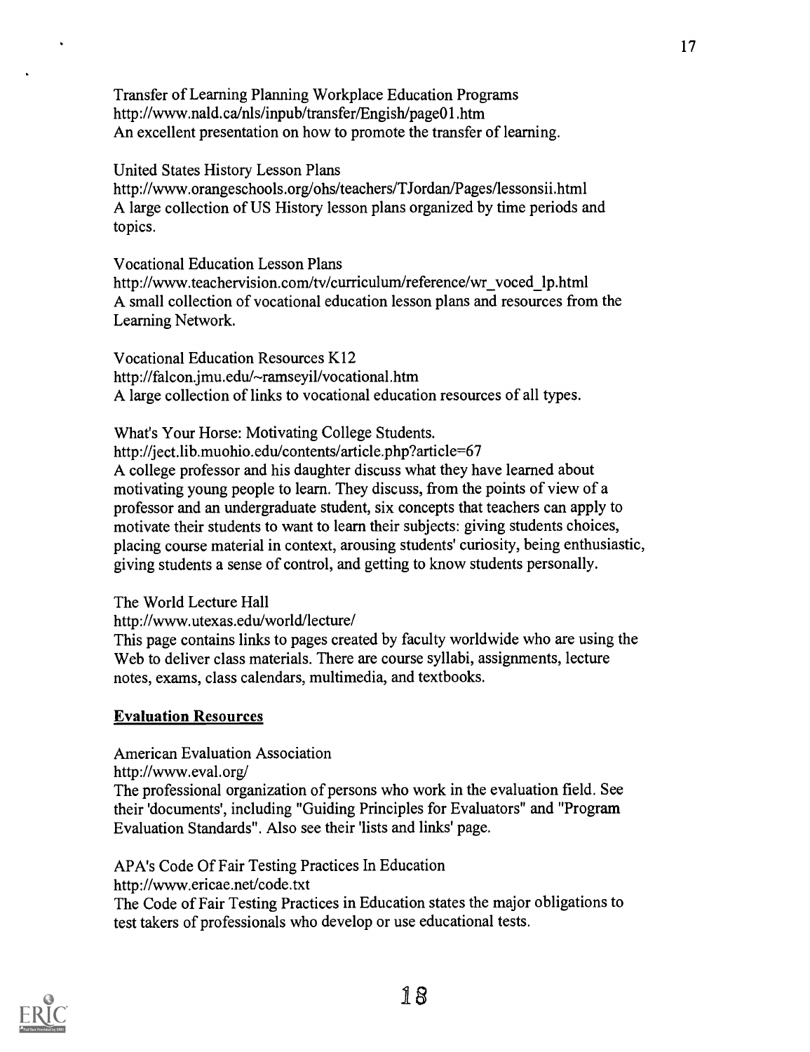Transfer of Learning Planning Workplace Education Programs
http://www.nald.ca/nls/inpub/transfer/Engish/page01.htm
An excellent presentation on how to promote the transfer of learning.

United States History Lesson Plans
http://www.orangeschools.org/ohs/teachers/TJordan/Pages/lessonsii.html
A large collection of US History lesson plans organized by time periods and topics.

Vocational Education Lesson Plans
http://www.teachervision.com/tv/curriculum/reference/wr_voced_lp.html
A small collection of vocational education lesson plans and resources from the Learning Network.

Vocational Education Resources K12
http://falcon.jmu.edu/~ramseyil/vocational.htm
A large collection of links to vocational education resources of all types.

What's Your Horse: Motivating College Students.
http://ject.lib.muohio.edu/contents/article.php?article=67
A college professor and his daughter discuss what they have learned about motivating young people to learn. They discuss, from the points of view of a professor and an undergraduate student, six concepts that teachers can apply to motivate their students to want to learn their subjects: giving students choices, placing course material in context, arousing students' curiosity, being enthusiastic, giving students a sense of control, and getting to know students personally.

The World Lecture Hall
http://www.utexas.edu/world/lecture/
This page contains links to pages created by faculty worldwide who are using the Web to deliver class materials. There are course syllabi, assignments, lecture notes, exams, class calendars, multimedia, and textbooks.

## Evaluation Resources

American Evaluation Association
http://www.eval.org/
The professional organization of persons who work in the evaluation field. See their 'documents', including "Guiding Principles for Evaluators" and "Program Evaluation Standards". Also see their 'lists and links' page.

APA's Code Of Fair Testing Practices In Education
http://www.ericae.net/code.txt
The Code of Fair Testing Practices in Education states the major obligations to test takers of professionals who develop or use educational tests.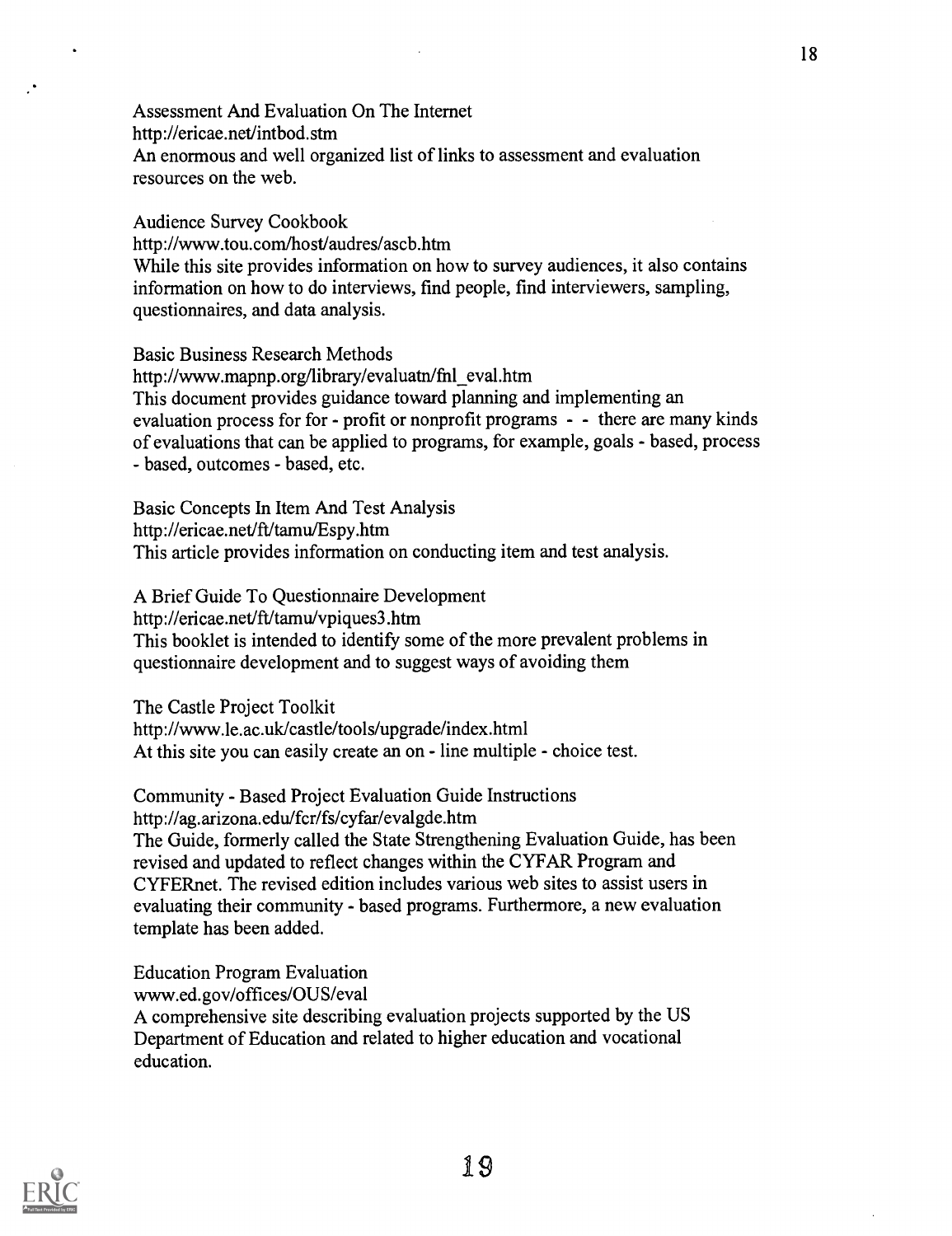Assessment And Evaluation On The Internet
http://ericae.net/intbod.stm
An enormous and well organized list of links to assessment and evaluation resources on the web.

Audience Survey Cookbook
http://www.tou.com/host/audres/ascb.htm
While this site provides information on how to survey audiences, it also contains information on how to do interviews, find people, find interviewers, sampling, questionnaires, and data analysis.

Basic Business Research Methods
http://www.mapnp.org/library/evaluatn/fnl_eval.htm
This document provides guidance toward planning and implementing an evaluation process for for - profit or nonprofit programs - - there are many kinds of evaluations that can be applied to programs, for example, goals - based, process - based, outcomes - based, etc.

Basic Concepts In Item And Test Analysis
http://ericae.net/ft/tamu/Espy.htm
This article provides information on conducting item and test analysis.

A Brief Guide To Questionnaire Development
http://ericae.net/ft/tamu/vpiques3.htm
This booklet is intended to identify some of the more prevalent problems in questionnaire development and to suggest ways of avoiding them

The Castle Project Toolkit
http://www.le.ac.uk/castle/tools/upgrade/index.html
At this site you can easily create an on - line multiple - choice test.

Community - Based Project Evaluation Guide Instructions
http://ag.arizona.edu/fcr/fs/cyfar/evalgde.htm
The Guide, formerly called the State Strengthening Evaluation Guide, has been revised and updated to reflect changes within the CYFAR Program and CYFERnet. The revised edition includes various web sites to assist users in evaluating their community - based programs. Furthermore, a new evaluation template has been added.

Education Program Evaluation
www.ed.gov/offices/OUS/eval
A comprehensive site describing evaluation projects supported by the US Department of Education and related to higher education and vocational education.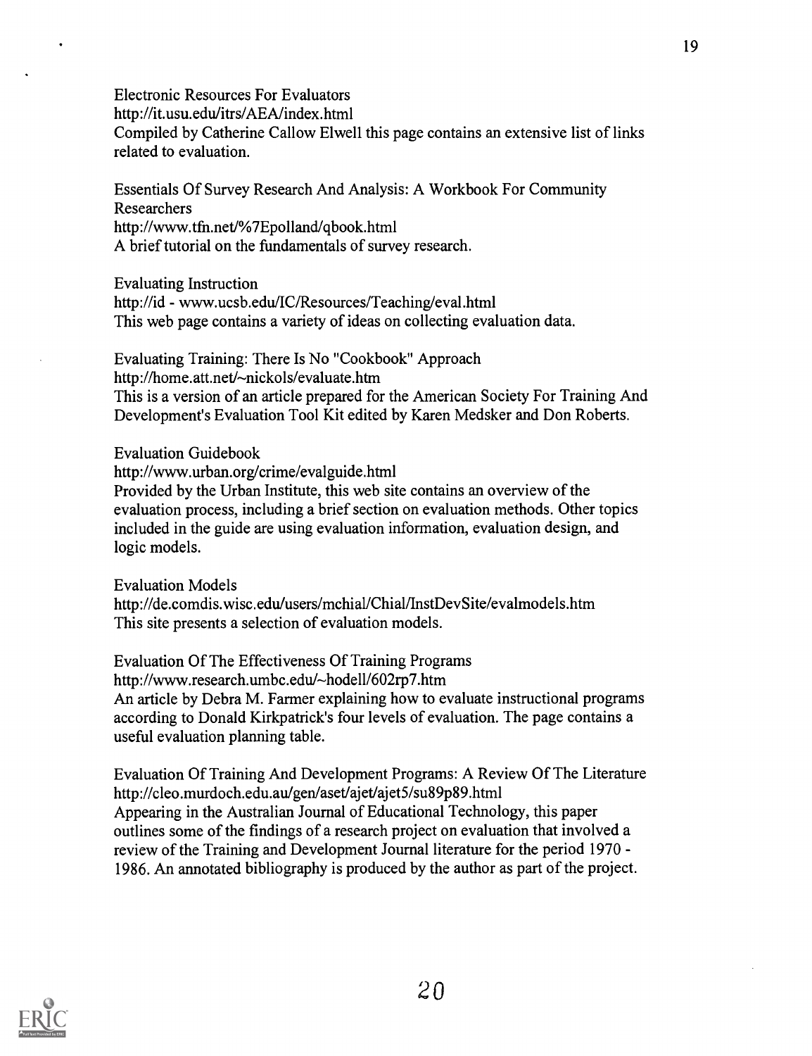Electronic Resources For Evaluators
http://it.usu.edu/itrs/AEA/index.html
Compiled by Catherine Callow Elwell this page contains an extensive list of links related to evaluation.

Essentials Of Survey Research And Analysis: A Workbook For Community Researchers
http://www.tfn.net/%7Epolland/qbook.html
A brief tutorial on the fundamentals of survey research.

Evaluating Instruction
http://id - www.ucsb.edu/IC/Resources/Teaching/eval.html
This web page contains a variety of ideas on collecting evaluation data.

Evaluating Training: There Is No "Cookbook" Approach
http://home.att.net/~nickols/evaluate.htm
This is a version of an article prepared for the American Society For Training And Development's Evaluation Tool Kit edited by Karen Medsker and Don Roberts.

Evaluation Guidebook
http://www.urban.org/crime/evalguide.html
Provided by the Urban Institute, this web site contains an overview of the evaluation process, including a brief section on evaluation methods. Other topics included in the guide are using evaluation information, evaluation design, and logic models.

Evaluation Models
http://de.comdis.wisc.edu/users/mchial/Chial/InstDevSite/evalmodels.htm
This site presents a selection of evaluation models.

Evaluation Of The Effectiveness Of Training Programs
http://www.research.umbc.edu/~hodell/602rp7.htm
An article by Debra M. Farmer explaining how to evaluate instructional programs according to Donald Kirkpatrick's four levels of evaluation. The page contains a useful evaluation planning table.

Evaluation Of Training And Development Programs: A Review Of The Literature
http://cleo.murdoch.edu.au/gen/aset/ajet/ajet5/su89p89.html
Appearing in the Australian Journal of Educational Technology, this paper outlines some of the findings of a research project on evaluation that involved a review of the Training and Development Journal literature for the period 1970 - 1986. An annotated bibliography is produced by the author as part of the project.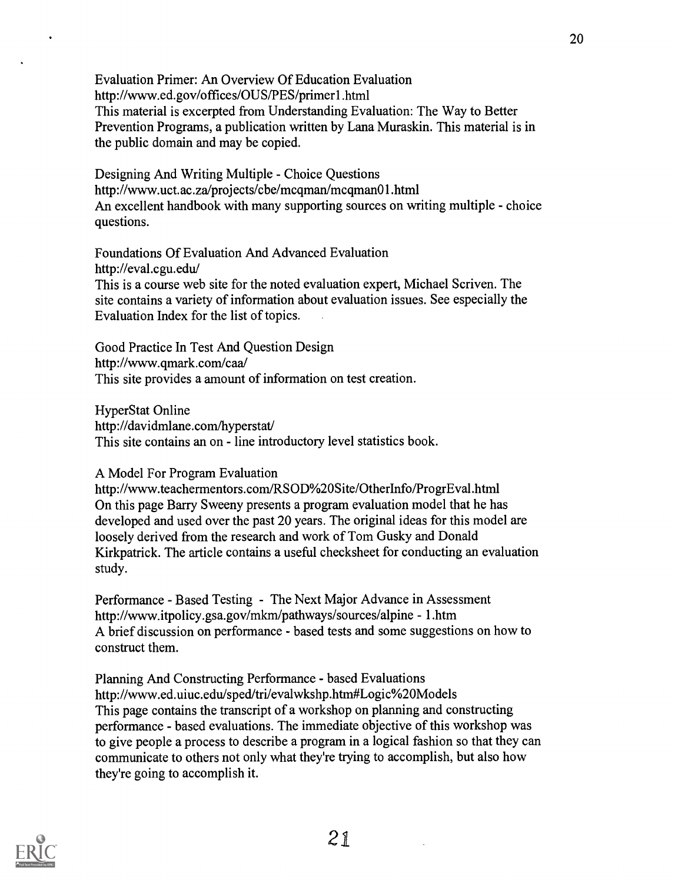Evaluation Primer: An Overview Of Education Evaluation
http://www.ed.gov/offices/OUS/PES/primer1.html
This material is excerpted from Understanding Evaluation: The Way to Better Prevention Programs, a publication written by Lana Muraskin. This material is in the public domain and may be copied.

Designing And Writing Multiple - Choice Questions
http://www.uct.ac.za/projects/cbe/mcqman/mcqman01.html
An excellent handbook with many supporting sources on writing multiple - choice questions.

Foundations Of Evaluation And Advanced Evaluation
http://eval.cgu.edu/
This is a course web site for the noted evaluation expert, Michael Scriven. The site contains a variety of information about evaluation issues. See especially the Evaluation Index for the list of topics.

Good Practice In Test And Question Design
http://www.qmark.com/caa/
This site provides a amount of information on test creation.

HyperStat Online
http://davidmlane.com/hyperstat/
This site contains an on - line introductory level statistics book.

A Model For Program Evaluation
http://www.teachermentors.com/RSOD%20Site/OtherInfo/ProgrEval.html
On this page Barry Sweeny presents a program evaluation model that he has developed and used over the past 20 years. The original ideas for this model are loosely derived from the research and work of Tom Gusky and Donald Kirkpatrick. The article contains a useful checksheet for conducting an evaluation study.

Performance - Based Testing - The Next Major Advance in Assessment
http://www.itpolicy.gsa.gov/mkm/pathways/sources/alpine - 1.htm
A brief discussion on performance - based tests and some suggestions on how to construct them.

Planning And Constructing Performance - based Evaluations
http://www.ed.uiuc.edu/sped/tri/evalwkshp.htm#Logic%20Models
This page contains the transcript of a workshop on planning and constructing performance - based evaluations. The immediate objective of this workshop was to give people a process to describe a program in a logical fashion so that they can communicate to others not only what they're trying to accomplish, but also how they're going to accomplish it.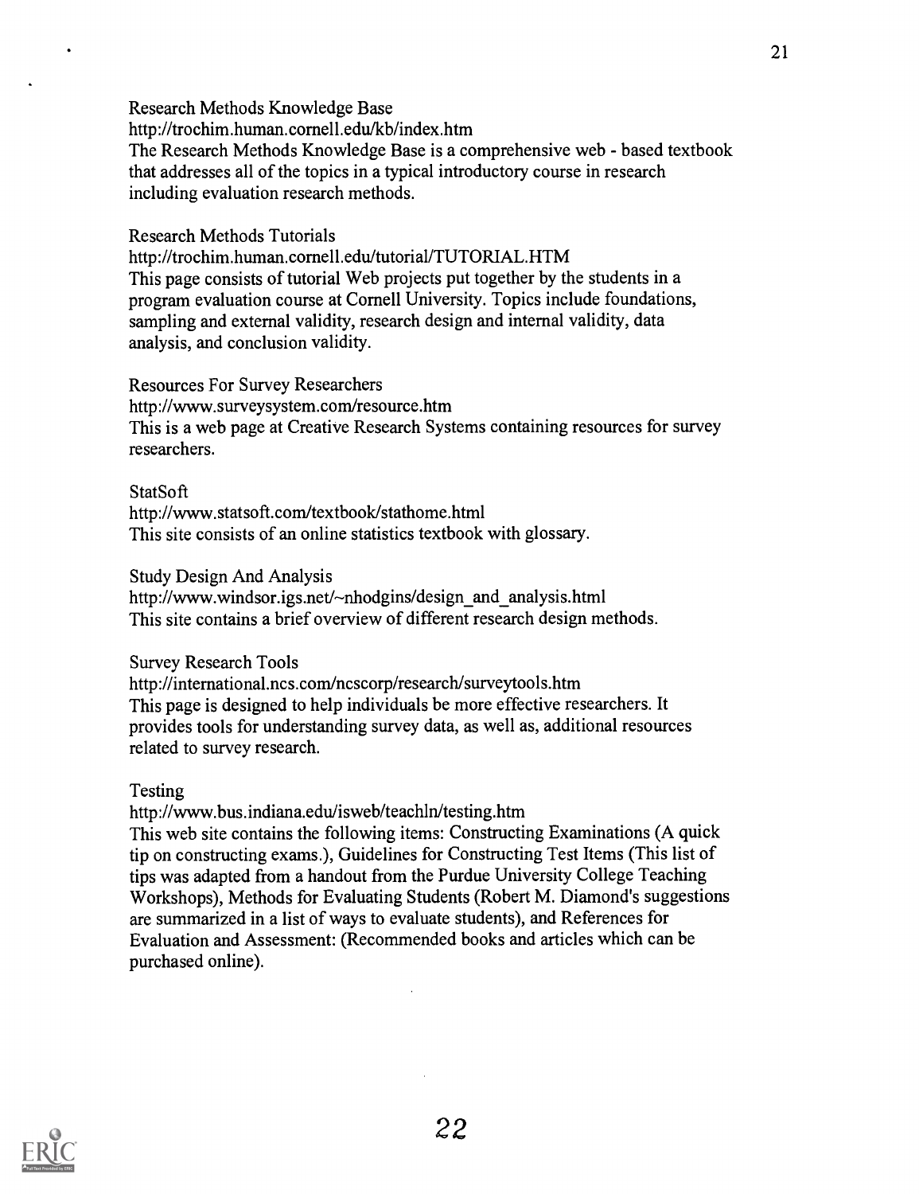Research Methods Knowledge Base
http://trochim.human.cornell.edu/kb/index.htm
The Research Methods Knowledge Base is a comprehensive web - based textbook that addresses all of the topics in a typical introductory course in research including evaluation research methods.

Research Methods Tutorials
http://trochim.human.cornell.edu/tutorial/TUTORIAL.HTM
This page consists of tutorial Web projects put together by the students in a program evaluation course at Cornell University. Topics include foundations, sampling and external validity, research design and internal validity, data analysis, and conclusion validity.

Resources For Survey Researchers
http://www.surveysystem.com/resource.htm
This is a web page at Creative Research Systems containing resources for survey researchers.

StatSoft
http://www.statsoft.com/textbook/stathome.html
This site consists of an online statistics textbook with glossary.

Study Design And Analysis
http://www.windsor.igs.net/~nhodgins/design_and_analysis.html
This site contains a brief overview of different research design methods.

Survey Research Tools
http://international.ncs.com/ncscorp/research/surveytools.htm
This page is designed to help individuals be more effective researchers. It provides tools for understanding survey data, as well as, additional resources related to survey research.

Testing
http://www.bus.indiana.edu/isweb/teachln/testing.htm
This web site contains the following items: Constructing Examinations (A quick tip on constructing exams.), Guidelines for Constructing Test Items (This list of tips was adapted from a handout from the Purdue University College Teaching Workshops), Methods for Evaluating Students (Robert M. Diamond's suggestions are summarized in a list of ways to evaluate students), and References for Evaluation and Assessment: (Recommended books and articles which can be purchased online).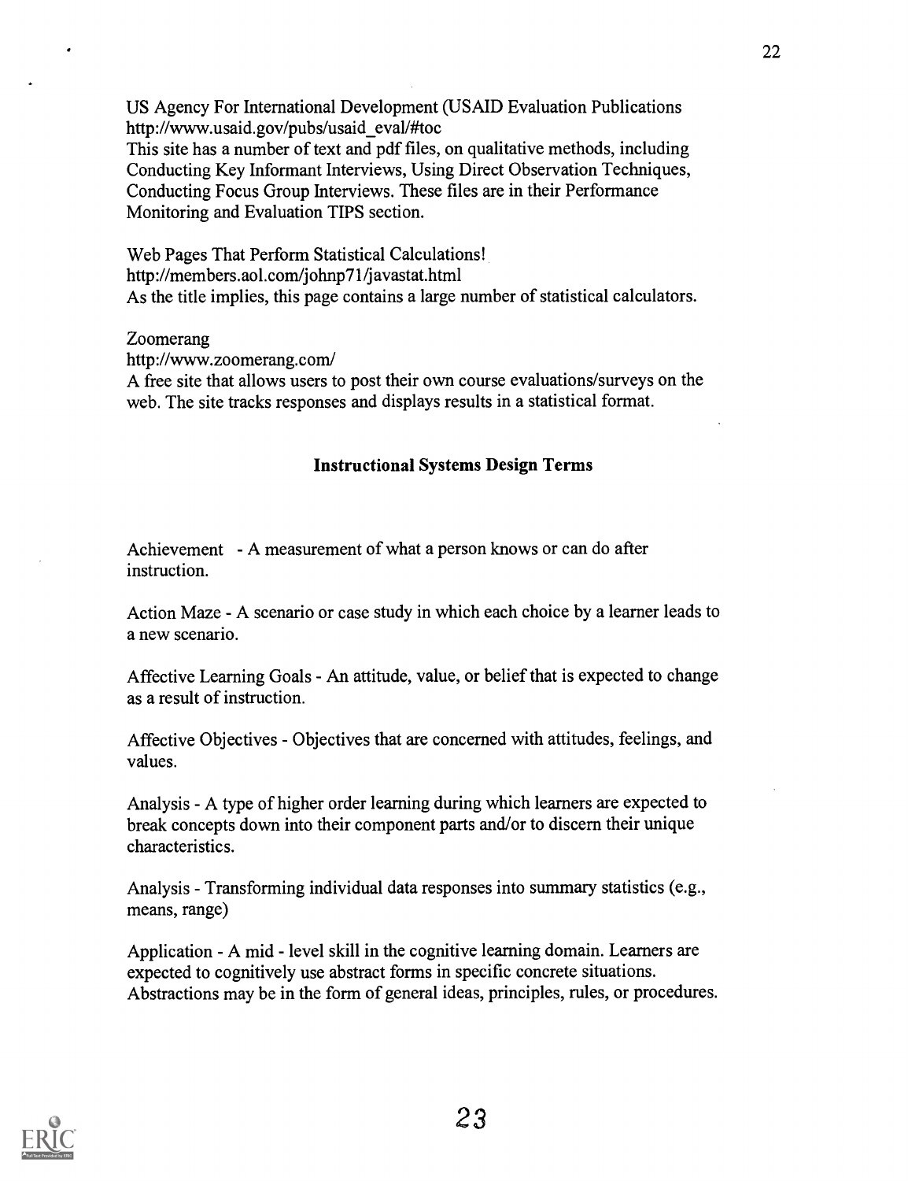US Agency For International Development (USAID Evaluation Publications
http://www.usaid.gov/pubs/usaid_eval/#toc
This site has a number of text and pdf files, on qualitative methods, including Conducting Key Informant Interviews, Using Direct Observation Techniques, Conducting Focus Group Interviews. These files are in their Performance Monitoring and Evaluation TIPS section.

Web Pages That Perform Statistical Calculations!
http://members.aol.com/johnp71/javastat.html
As the title implies, this page contains a large number of statistical calculators.

Zoomerang
http://www.zoomerang.com/
A free site that allows users to post their own course evaluations/surveys on the web. The site tracks responses and displays results in a statistical format.

## Instructional Systems Design Terms

Achievement - A measurement of what a person knows or can do after instruction.

Action Maze - A scenario or case study in which each choice by a learner leads to a new scenario.

Affective Learning Goals - An attitude, value, or belief that is expected to change as a result of instruction.

Affective Objectives - Objectives that are concerned with attitudes, feelings, and values.

Analysis - A type of higher order learning during which learners are expected to break concepts down into their component parts and/or to discern their unique characteristics.

Analysis - Transforming individual data responses into summary statistics (e.g., means, range)

Application - A mid - level skill in the cognitive learning domain. Learners are expected to cognitively use abstract forms in specific concrete situations. Abstractions may be in the form of general ideas, principles, rules, or procedures.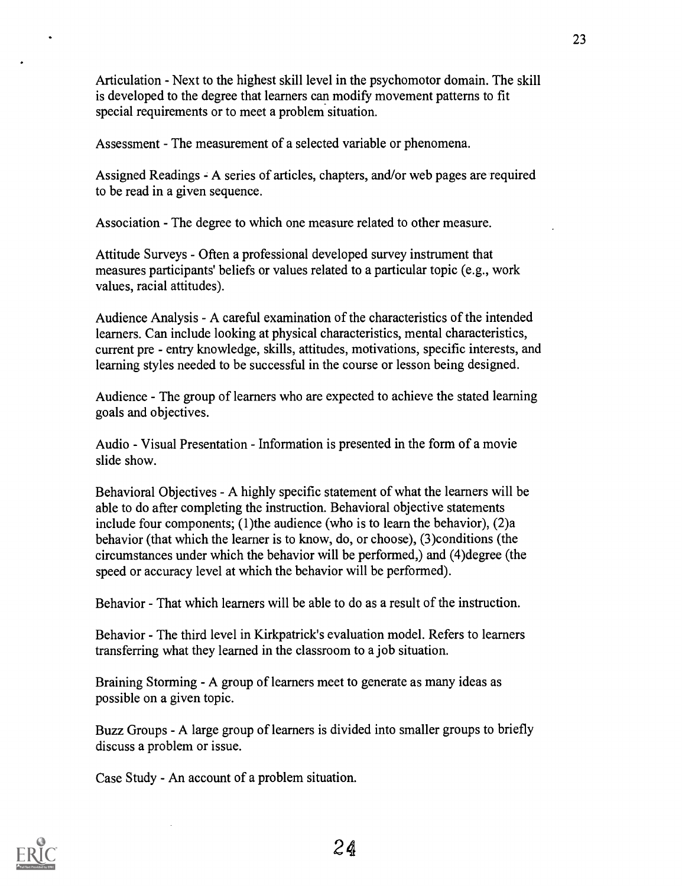Articulation - Next to the highest skill level in the psychomotor domain. The skill is developed to the degree that learners can modify movement patterns to fit special requirements or to meet a problem situation.

Assessment - The measurement of a selected variable or phenomena.

Assigned Readings - A series of articles, chapters, and/or web pages are required to be read in a given sequence.

Association - The degree to which one measure related to other measure.

Attitude Surveys - Often a professional developed survey instrument that measures participants' beliefs or values related to a particular topic (e.g., work values, racial attitudes).

Audience Analysis - A careful examination of the characteristics of the intended learners. Can include looking at physical characteristics, mental characteristics, current pre - entry knowledge, skills, attitudes, motivations, specific interests, and learning styles needed to be successful in the course or lesson being designed.

Audience - The group of learners who are expected to achieve the stated learning goals and objectives.

Audio - Visual Presentation - Information is presented in the form of a movie slide show.

Behavioral Objectives - A highly specific statement of what the learners will be able to do after completing the instruction. Behavioral objective statements include four components; (1)the audience (who is to learn the behavior), (2)a behavior (that which the learner is to know, do, or choose), (3)conditions (the circumstances under which the behavior will be performed,) and (4)degree (the speed or accuracy level at which the behavior will be performed).

Behavior - That which learners will be able to do as a result of the instruction.

Behavior - The third level in Kirkpatrick's evaluation model. Refers to learners transferring what they learned in the classroom to a job situation.

Braining Storming - A group of learners meet to generate as many ideas as possible on a given topic.

Buzz Groups - A large group of learners is divided into smaller groups to briefly discuss a problem or issue.

Case Study - An account of a problem situation.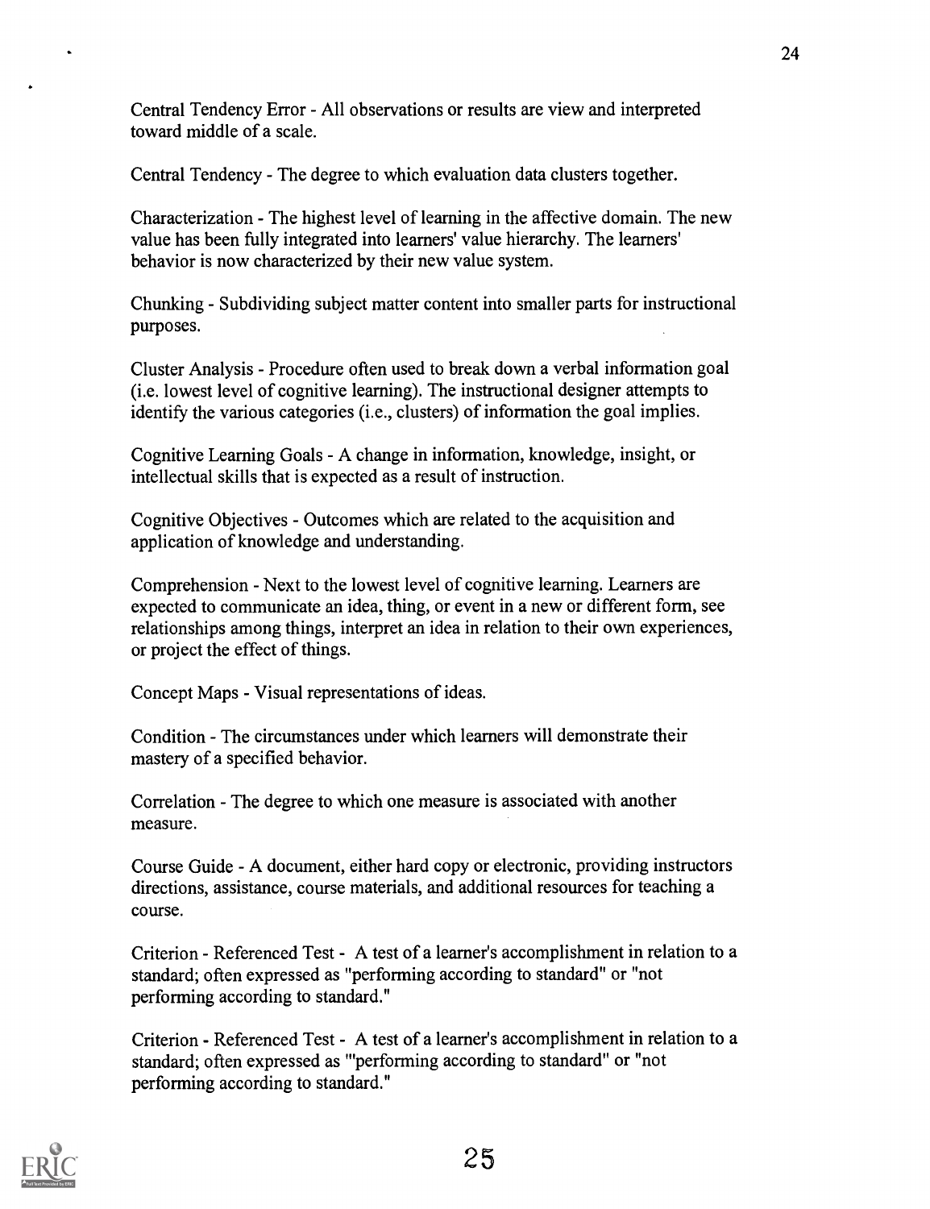Central Tendency Error - All observations or results are view and interpreted toward middle of a scale.

Central Tendency - The degree to which evaluation data clusters together.

Characterization - The highest level of learning in the affective domain. The new value has been fully integrated into learners' value hierarchy. The learners' behavior is now characterized by their new value system.

Chunking - Subdividing subject matter content into smaller parts for instructional purposes.

Cluster Analysis - Procedure often used to break down a verbal information goal (i.e. lowest level of cognitive learning). The instructional designer attempts to identify the various categories (i.e., clusters) of information the goal implies.

Cognitive Learning Goals - A change in information, knowledge, insight, or intellectual skills that is expected as a result of instruction.

Cognitive Objectives - Outcomes which are related to the acquisition and application of knowledge and understanding.

Comprehension - Next to the lowest level of cognitive learning. Learners are expected to communicate an idea, thing, or event in a new or different form, see relationships among things, interpret an idea in relation to their own experiences, or project the effect of things.

Concept Maps - Visual representations of ideas.

Condition - The circumstances under which learners will demonstrate their mastery of a specified behavior.

Correlation - The degree to which one measure is associated with another measure.

Course Guide - A document, either hard copy or electronic, providing instructors directions, assistance, course materials, and additional resources for teaching a course.

Criterion - Referenced Test - A test of a learner's accomplishment in relation to a standard; often expressed as "performing according to standard" or "not performing according to standard."

Criterion - Referenced Test - A test of a learner's accomplishment in relation to a standard; often expressed as '"performing according to standard" or "not performing according to standard."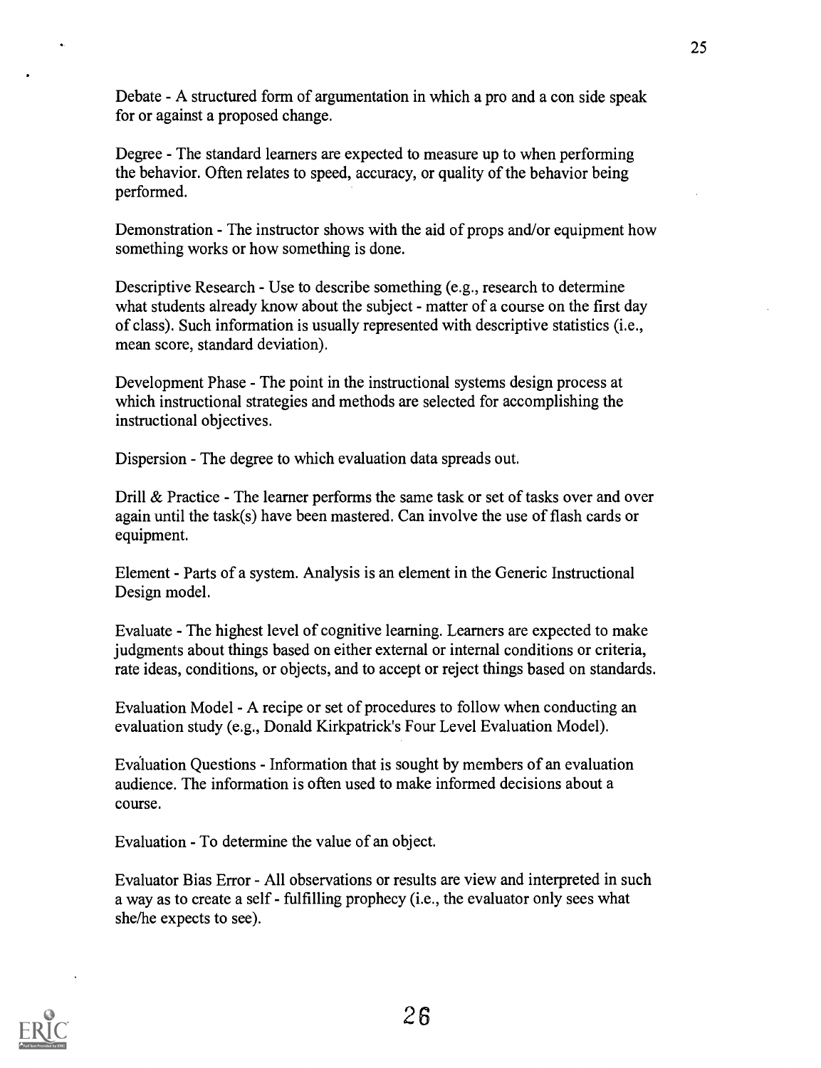Debate - A structured form of argumentation in which a pro and a con side speak for or against a proposed change.

Degree - The standard learners are expected to measure up to when performing the behavior. Often relates to speed, accuracy, or quality of the behavior being performed.

Demonstration - The instructor shows with the aid of props and/or equipment how something works or how something is done.

Descriptive Research - Use to describe something (e.g., research to determine what students already know about the subject - matter of a course on the first day of class). Such information is usually represented with descriptive statistics (i.e., mean score, standard deviation).

Development Phase - The point in the instructional systems design process at which instructional strategies and methods are selected for accomplishing the instructional objectives.

Dispersion - The degree to which evaluation data spreads out.

Drill & Practice - The learner performs the same task or set of tasks over and over again until the task(s) have been mastered. Can involve the use of flash cards or equipment.

Element - Parts of a system. Analysis is an element in the Generic Instructional Design model.

Evaluate - The highest level of cognitive learning. Learners are expected to make judgments about things based on either external or internal conditions or criteria, rate ideas, conditions, or objects, and to accept or reject things based on standards.

Evaluation Model - A recipe or set of procedures to follow when conducting an evaluation study (e.g., Donald Kirkpatrick's Four Level Evaluation Model).

Evaluation Questions - Information that is sought by members of an evaluation audience. The information is often used to make informed decisions about a course.

Evaluation - To determine the value of an object.

Evaluator Bias Error - All observations or results are view and interpreted in such a way as to create a self - fulfilling prophecy (i.e., the evaluator only sees what she/he expects to see).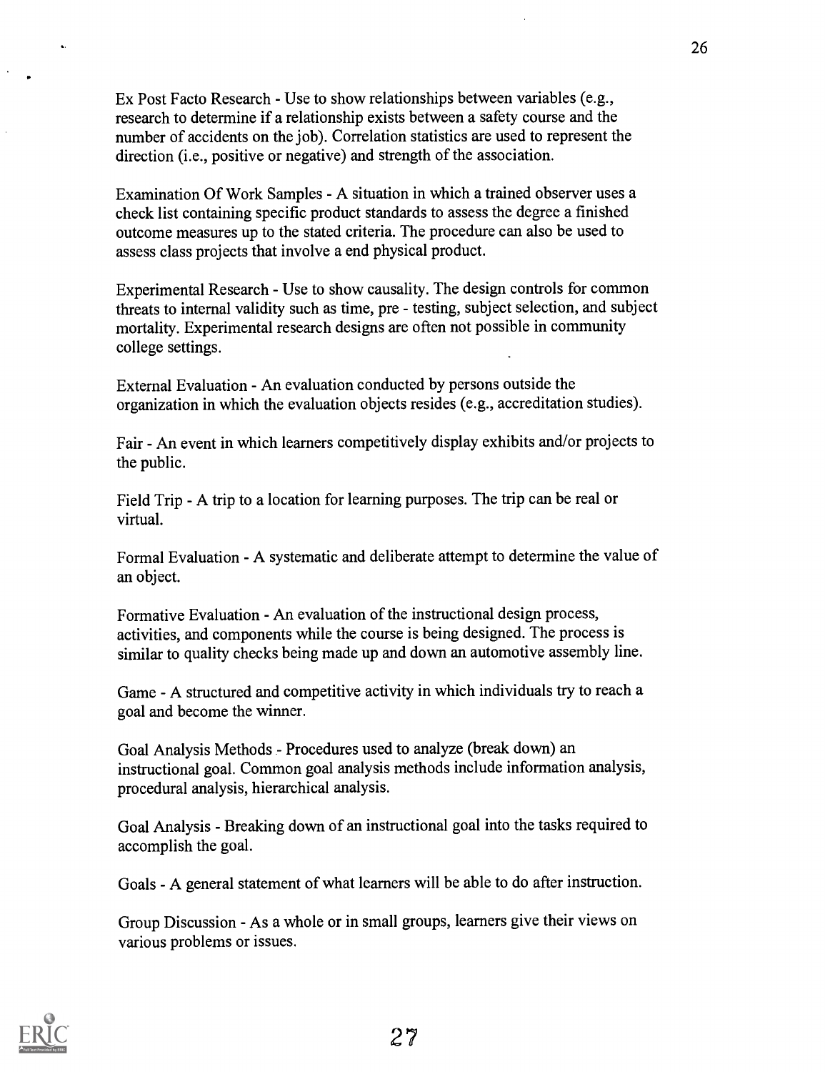Ex Post Facto Research - Use to show relationships between variables (e.g., research to determine if a relationship exists between a safety course and the number of accidents on the job). Correlation statistics are used to represent the direction (i.e., positive or negative) and strength of the association.

Examination Of Work Samples - A situation in which a trained observer uses a check list containing specific product standards to assess the degree a finished outcome measures up to the stated criteria. The procedure can also be used to assess class projects that involve a end physical product.

Experimental Research - Use to show causality. The design controls for common threats to internal validity such as time, pre - testing, subject selection, and subject mortality. Experimental research designs are often not possible in community college settings.

External Evaluation - An evaluation conducted by persons outside the organization in which the evaluation objects resides (e.g., accreditation studies).

Fair - An event in which learners competitively display exhibits and/or projects to the public.

Field Trip - A trip to a location for learning purposes. The trip can be real or virtual.

Formal Evaluation - A systematic and deliberate attempt to determine the value of an object.

Formative Evaluation - An evaluation of the instructional design process, activities, and components while the course is being designed. The process is similar to quality checks being made up and down an automotive assembly line.

Game - A structured and competitive activity in which individuals try to reach a goal and become the winner.

Goal Analysis Methods - Procedures used to analyze (break down) an instructional goal. Common goal analysis methods include information analysis, procedural analysis, hierarchical analysis.

Goal Analysis - Breaking down of an instructional goal into the tasks required to accomplish the goal.

Goals - A general statement of what learners will be able to do after instruction.

Group Discussion - As a whole or in small groups, learners give their views on various problems or issues.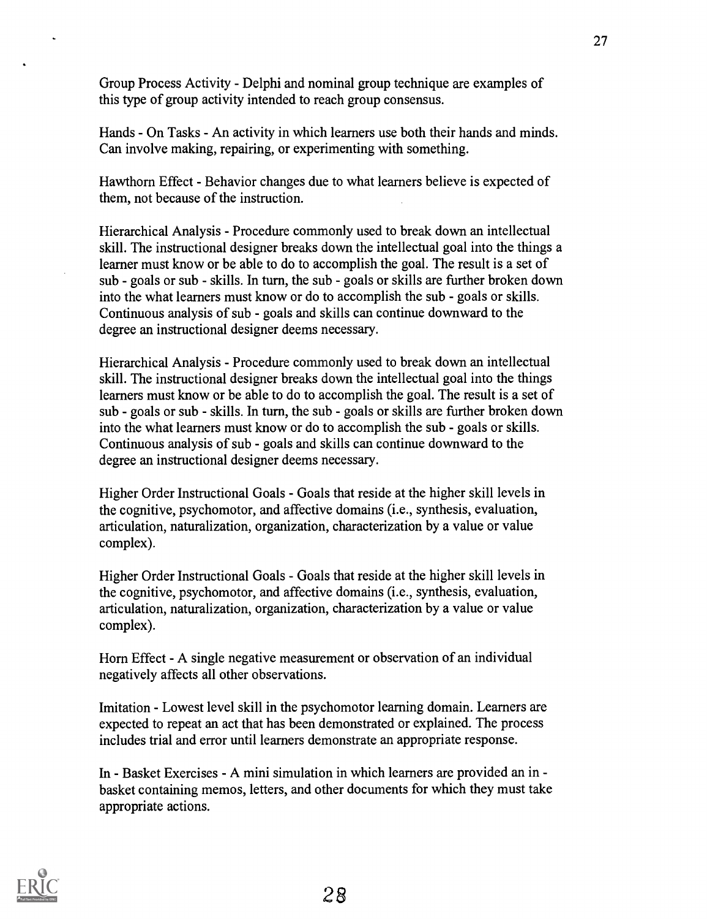Group Process Activity - Delphi and nominal group technique are examples of this type of group activity intended to reach group consensus.

Hands - On Tasks - An activity in which learners use both their hands and minds. Can involve making, repairing, or experimenting with something.

Hawthorn Effect - Behavior changes due to what learners believe is expected of them, not because of the instruction.

Hierarchical Analysis - Procedure commonly used to break down an intellectual skill. The instructional designer breaks down the intellectual goal into the things a learner must know or be able to do to accomplish the goal. The result is a set of sub - goals or sub - skills. In turn, the sub - goals or skills are further broken down into the what learners must know or do to accomplish the sub - goals or skills. Continuous analysis of sub - goals and skills can continue downward to the degree an instructional designer deems necessary.

Hierarchical Analysis - Procedure commonly used to break down an intellectual skill. The instructional designer breaks down the intellectual goal into the things learners must know or be able to do to accomplish the goal. The result is a set of sub - goals or sub - skills. In turn, the sub - goals or skills are further broken down into the what learners must know or do to accomplish the sub - goals or skills. Continuous analysis of sub - goals and skills can continue downward to the degree an instructional designer deems necessary.

Higher Order Instructional Goals - Goals that reside at the higher skill levels in the cognitive, psychomotor, and affective domains (i.e., synthesis, evaluation, articulation, naturalization, organization, characterization by a value or value complex).

Higher Order Instructional Goals - Goals that reside at the higher skill levels in the cognitive, psychomotor, and affective domains (i.e., synthesis, evaluation, articulation, naturalization, organization, characterization by a value or value complex).

Horn Effect - A single negative measurement or observation of an individual negatively affects all other observations.

Imitation - Lowest level skill in the psychomotor learning domain. Learners are expected to repeat an act that has been demonstrated or explained. The process includes trial and error until learners demonstrate an appropriate response.

In - Basket Exercises - A mini simulation in which learners are provided an in - basket containing memos, letters, and other documents for which they must take appropriate actions.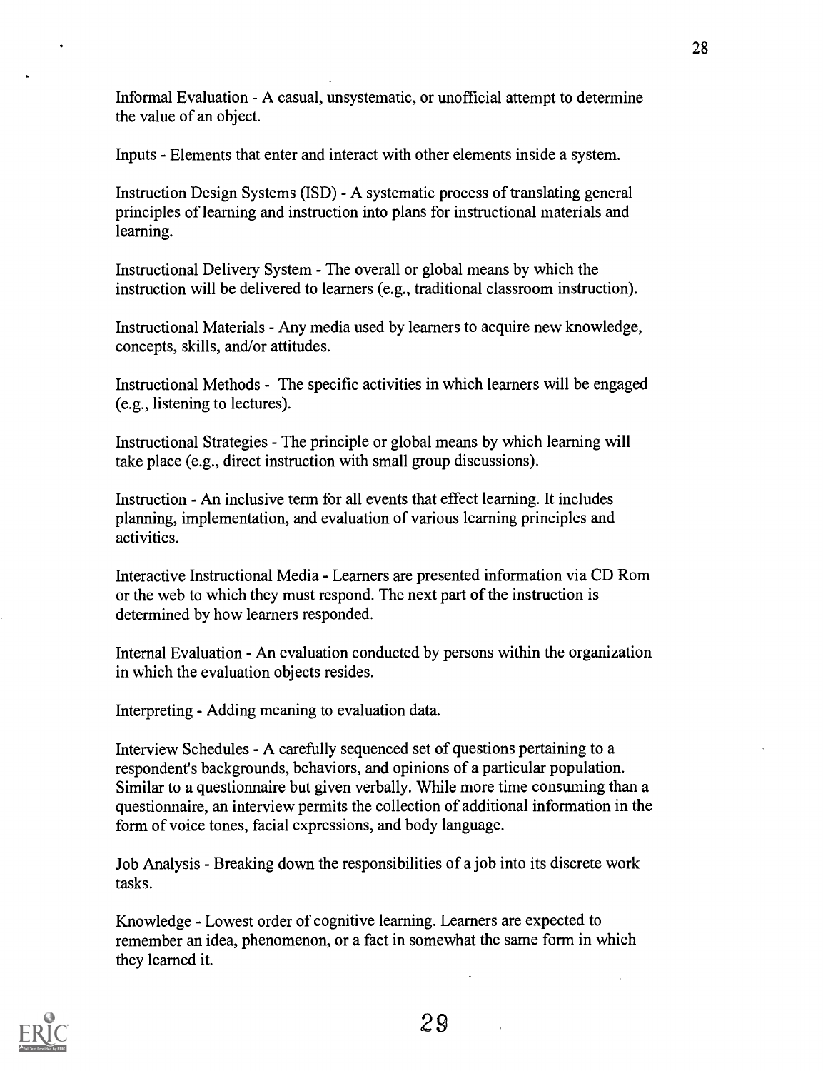Informal Evaluation - A casual, unsystematic, or unofficial attempt to determine the value of an object.

Inputs - Elements that enter and interact with other elements inside a system.

Instruction Design Systems (ISD) - A systematic process of translating general principles of learning and instruction into plans for instructional materials and learning.

Instructional Delivery System - The overall or global means by which the instruction will be delivered to learners (e.g., traditional classroom instruction).

Instructional Materials - Any media used by learners to acquire new knowledge, concepts, skills, and/or attitudes.

Instructional Methods - The specific activities in which learners will be engaged (e.g., listening to lectures).

Instructional Strategies - The principle or global means by which learning will take place (e.g., direct instruction with small group discussions).

Instruction - An inclusive term for all events that effect learning. It includes planning, implementation, and evaluation of various learning principles and activities.

Interactive Instructional Media - Learners are presented information via CD Rom or the web to which they must respond. The next part of the instruction is determined by how learners responded.

Internal Evaluation - An evaluation conducted by persons within the organization in which the evaluation objects resides.

Interpreting - Adding meaning to evaluation data.

Interview Schedules - A carefully sequenced set of questions pertaining to a respondent's backgrounds, behaviors, and opinions of a particular population. Similar to a questionnaire but given verbally. While more time consuming than a questionnaire, an interview permits the collection of additional information in the form of voice tones, facial expressions, and body language.

Job Analysis - Breaking down the responsibilities of a job into its discrete work tasks.

Knowledge - Lowest order of cognitive learning. Learners are expected to remember an idea, phenomenon, or a fact in somewhat the same form in which they learned it.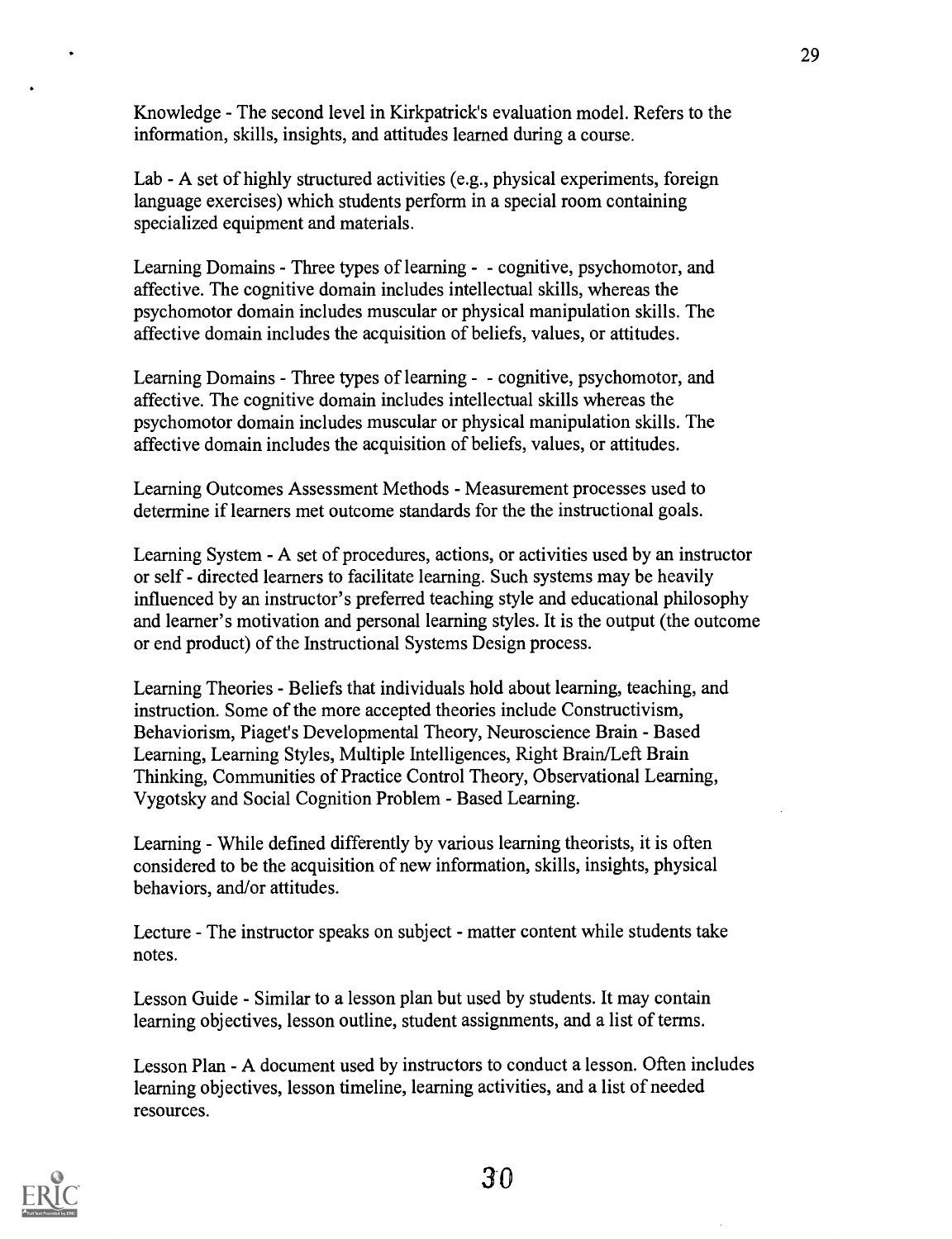Knowledge - The second level in Kirkpatrick's evaluation model. Refers to the information, skills, insights, and attitudes learned during a course.

Lab - A set of highly structured activities (e.g., physical experiments, foreign language exercises) which students perform in a special room containing specialized equipment and materials.

Learning Domains - Three types of learning - - cognitive, psychomotor, and affective. The cognitive domain includes intellectual skills, whereas the psychomotor domain includes muscular or physical manipulation skills. The affective domain includes the acquisition of beliefs, values, or attitudes.

Learning Domains - Three types of learning - - cognitive, psychomotor, and affective. The cognitive domain includes intellectual skills whereas the psychomotor domain includes muscular or physical manipulation skills. The affective domain includes the acquisition of beliefs, values, or attitudes.

Learning Outcomes Assessment Methods - Measurement processes used to determine if learners met outcome standards for the the instructional goals.

Learning System - A set of procedures, actions, or activities used by an instructor or self - directed learners to facilitate learning. Such systems may be heavily influenced by an instructor's preferred teaching style and educational philosophy and learner's motivation and personal learning styles. It is the output (the outcome or end product) of the Instructional Systems Design process.

Learning Theories - Beliefs that individuals hold about learning, teaching, and instruction. Some of the more accepted theories include Constructivism, Behaviorism, Piaget's Developmental Theory, Neuroscience Brain - Based Learning, Learning Styles, Multiple Intelligences, Right Brain/Left Brain Thinking, Communities of Practice Control Theory, Observational Learning, Vygotsky and Social Cognition Problem - Based Learning.

Learning - While defined differently by various learning theorists, it is often considered to be the acquisition of new information, skills, insights, physical behaviors, and/or attitudes.

Lecture - The instructor speaks on subject - matter content while students take notes.

Lesson Guide - Similar to a lesson plan but used by students. It may contain learning objectives, lesson outline, student assignments, and a list of terms.

Lesson Plan - A document used by instructors to conduct a lesson. Often includes learning objectives, lesson timeline, learning activities, and a list of needed resources.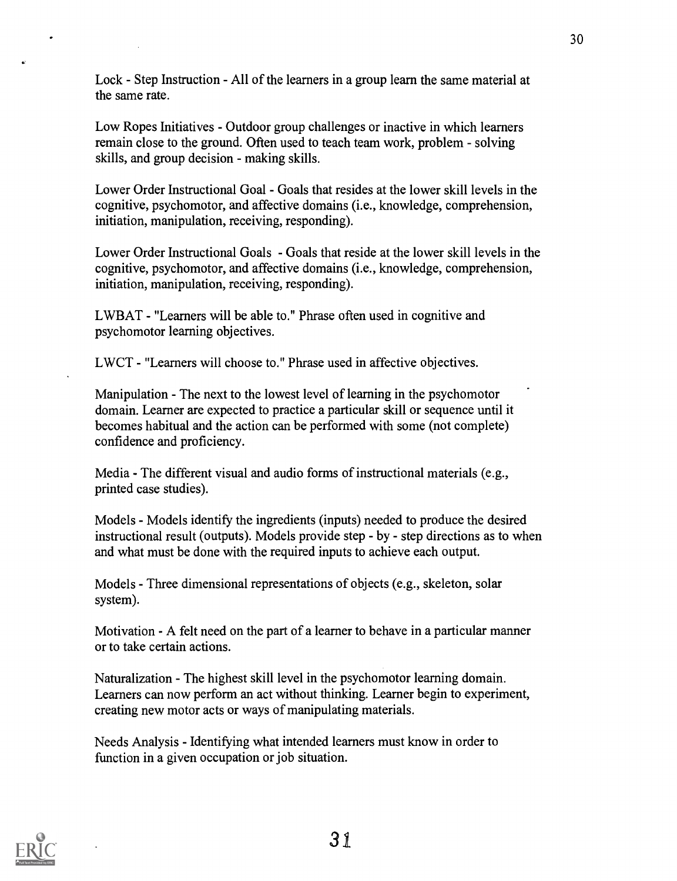Lock - Step Instruction - All of the learners in a group learn the same material at the same rate.

Low Ropes Initiatives - Outdoor group challenges or inactive in which learners remain close to the ground. Often used to teach team work, problem - solving skills, and group decision - making skills.

Lower Order Instructional Goal - Goals that resides at the lower skill levels in the cognitive, psychomotor, and affective domains (i.e., knowledge, comprehension, initiation, manipulation, receiving, responding).

Lower Order Instructional Goals - Goals that reside at the lower skill levels in the cognitive, psychomotor, and affective domains (i.e., knowledge, comprehension, initiation, manipulation, receiving, responding).

LWBAT - "Learners will be able to." Phrase often used in cognitive and psychomotor learning objectives.

LWCT - "Learners will choose to." Phrase used in affective objectives.

Manipulation - The next to the lowest level of learning in the psychomotor domain. Learner are expected to practice a particular skill or sequence until it becomes habitual and the action can be performed with some (not complete) confidence and proficiency.

Media - The different visual and audio forms of instructional materials (e.g., printed case studies).

Models - Models identify the ingredients (inputs) needed to produce the desired instructional result (outputs). Models provide step - by - step directions as to when and what must be done with the required inputs to achieve each output.

Models - Three dimensional representations of objects (e.g., skeleton, solar system).

Motivation - A felt need on the part of a learner to behave in a particular manner or to take certain actions.

Naturalization - The highest skill level in the psychomotor learning domain. Learners can now perform an act without thinking. Learner begin to experiment, creating new motor acts or ways of manipulating materials.

Needs Analysis - Identifying what intended learners must know in order to function in a given occupation or job situation.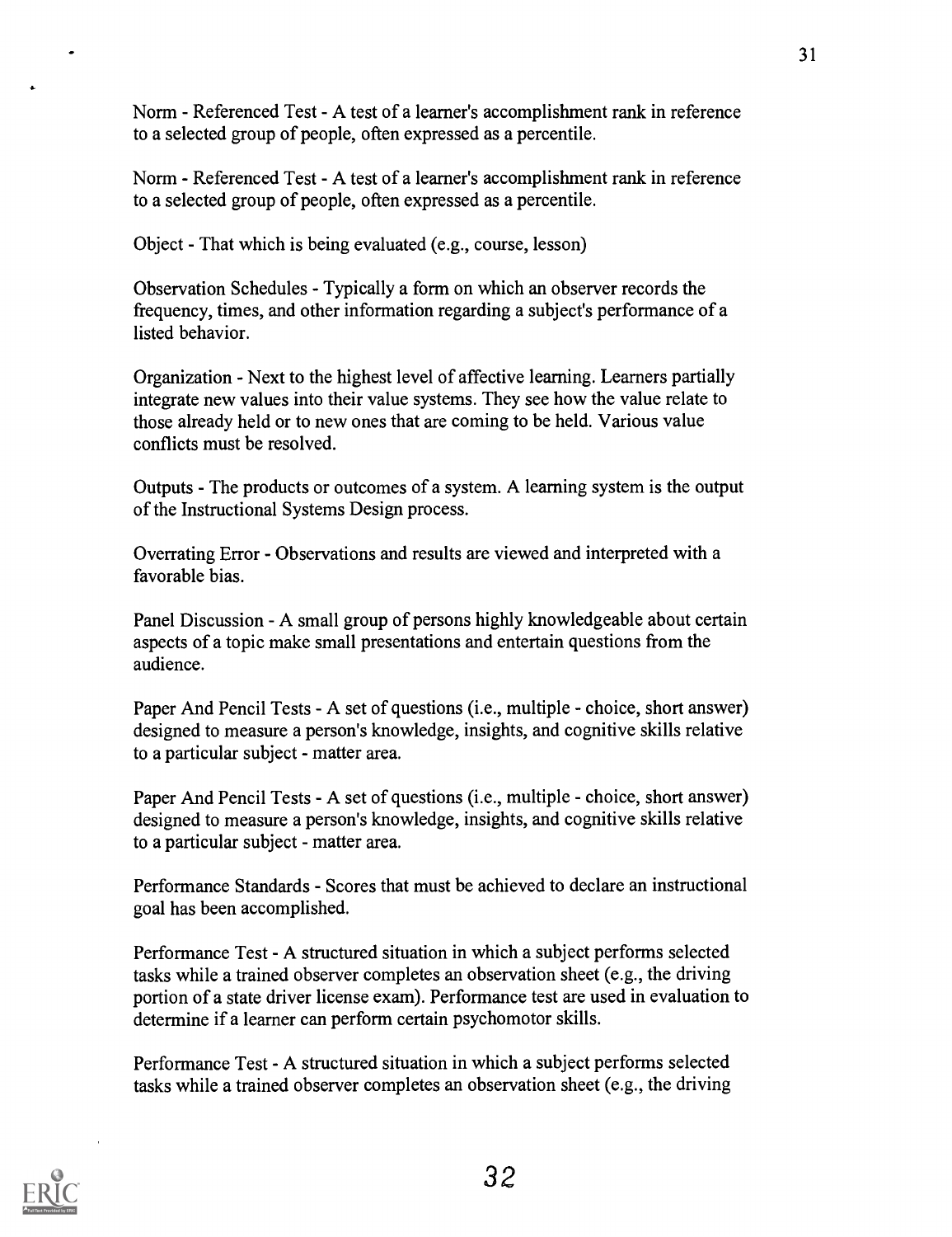Norm - Referenced Test - A test of a learner's accomplishment rank in reference to a selected group of people, often expressed as a percentile.

Norm - Referenced Test - A test of a learner's accomplishment rank in reference to a selected group of people, often expressed as a percentile.

Object - That which is being evaluated (e.g., course, lesson)

Observation Schedules - Typically a form on which an observer records the frequency, times, and other information regarding a subject's performance of a listed behavior.

Organization - Next to the highest level of affective learning. Learners partially integrate new values into their value systems. They see how the value relate to those already held or to new ones that are coming to be held. Various value conflicts must be resolved.

Outputs - The products or outcomes of a system. A learning system is the output of the Instructional Systems Design process.

Overrating Error - Observations and results are viewed and interpreted with a favorable bias.

Panel Discussion - A small group of persons highly knowledgeable about certain aspects of a topic make small presentations and entertain questions from the audience.

Paper And Pencil Tests - A set of questions (i.e., multiple - choice, short answer) designed to measure a person's knowledge, insights, and cognitive skills relative to a particular subject - matter area.

Paper And Pencil Tests - A set of questions (i.e., multiple - choice, short answer) designed to measure a person's knowledge, insights, and cognitive skills relative to a particular subject - matter area.

Performance Standards - Scores that must be achieved to declare an instructional goal has been accomplished.

Performance Test - A structured situation in which a subject performs selected tasks while a trained observer completes an observation sheet (e.g., the driving portion of a state driver license exam). Performance test are used in evaluation to determine if a learner can perform certain psychomotor skills.

Performance Test - A structured situation in which a subject performs selected tasks while a trained observer completes an observation sheet (e.g., the driving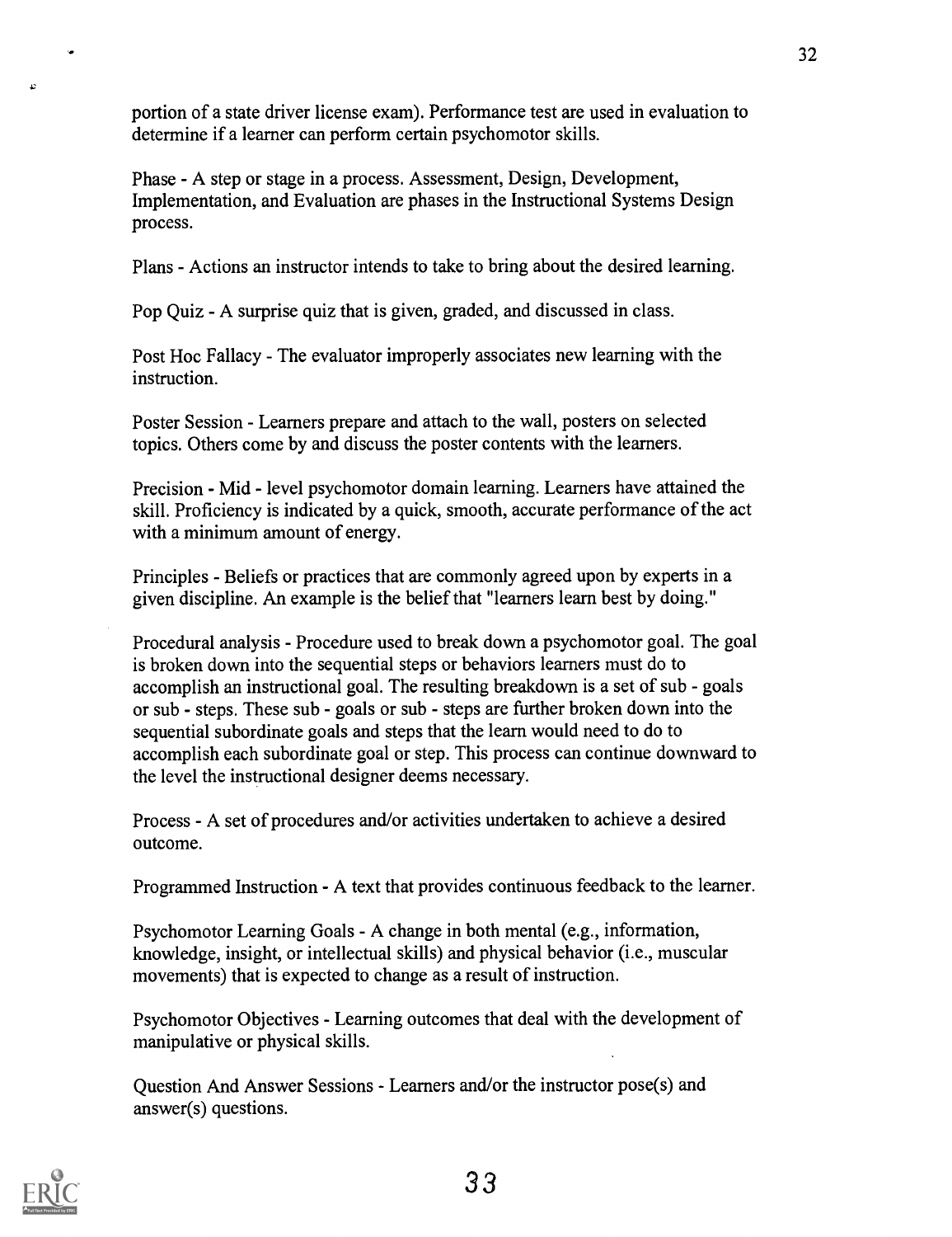portion of a state driver license exam). Performance test are used in evaluation to determine if a learner can perform certain psychomotor skills.

Phase - A step or stage in a process. Assessment, Design, Development, Implementation, and Evaluation are phases in the Instructional Systems Design process.

Plans - Actions an instructor intends to take to bring about the desired learning.

Pop Quiz - A surprise quiz that is given, graded, and discussed in class.

Post Hoc Fallacy - The evaluator improperly associates new learning with the instruction.

Poster Session - Learners prepare and attach to the wall, posters on selected topics. Others come by and discuss the poster contents with the learners.

Precision - Mid - level psychomotor domain learning. Learners have attained the skill. Proficiency is indicated by a quick, smooth, accurate performance of the act with a minimum amount of energy.

Principles - Beliefs or practices that are commonly agreed upon by experts in a given discipline. An example is the belief that "learners learn best by doing."

Procedural analysis - Procedure used to break down a psychomotor goal. The goal is broken down into the sequential steps or behaviors learners must do to accomplish an instructional goal. The resulting breakdown is a set of sub - goals or sub - steps. These sub - goals or sub - steps are further broken down into the sequential subordinate goals and steps that the learn would need to do to accomplish each subordinate goal or step. This process can continue downward to the level the instructional designer deems necessary.

Process - A set of procedures and/or activities undertaken to achieve a desired outcome.

Programmed Instruction - A text that provides continuous feedback to the learner.

Psychomotor Learning Goals - A change in both mental (e.g., information, knowledge, insight, or intellectual skills) and physical behavior (i.e., muscular movements) that is expected to change as a result of instruction.

Psychomotor Objectives - Learning outcomes that deal with the development of manipulative or physical skills.

Question And Answer Sessions - Learners and/or the instructor pose(s) and answer(s) questions.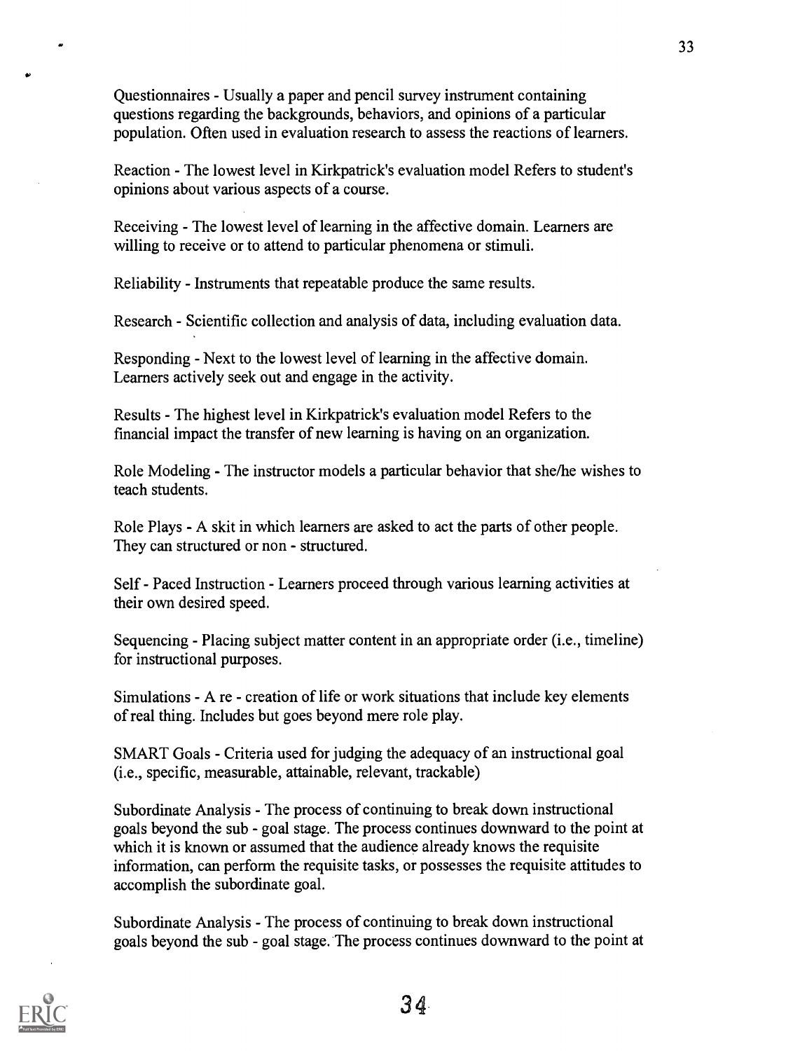Questionnaires - Usually a paper and pencil survey instrument containing questions regarding the backgrounds, behaviors, and opinions of a particular population. Often used in evaluation research to assess the reactions of learners.

Reaction - The lowest level in Kirkpatrick's evaluation model Refers to student's opinions about various aspects of a course.

Receiving - The lowest level of learning in the affective domain. Learners are willing to receive or to attend to particular phenomena or stimuli.

Reliability - Instruments that repeatable produce the same results.

Research - Scientific collection and analysis of data, including evaluation data.

Responding - Next to the lowest level of learning in the affective domain. Learners actively seek out and engage in the activity.

Results - The highest level in Kirkpatrick's evaluation model Refers to the financial impact the transfer of new learning is having on an organization.

Role Modeling - The instructor models a particular behavior that she/he wishes to teach students.

Role Plays - A skit in which learners are asked to act the parts of other people. They can structured or non - structured.

Self - Paced Instruction - Learners proceed through various learning activities at their own desired speed.

Sequencing - Placing subject matter content in an appropriate order (i.e., timeline) for instructional purposes.

Simulations - A re - creation of life or work situations that include key elements of real thing. Includes but goes beyond mere role play.

SMART Goals - Criteria used for judging the adequacy of an instructional goal (i.e., specific, measurable, attainable, relevant, trackable)

Subordinate Analysis - The process of continuing to break down instructional goals beyond the sub - goal stage. The process continues downward to the point at which it is known or assumed that the audience already knows the requisite information, can perform the requisite tasks, or possesses the requisite attitudes to accomplish the subordinate goal.

Subordinate Analysis - The process of continuing to break down instructional goals beyond the sub - goal stage. The process continues downward to the point at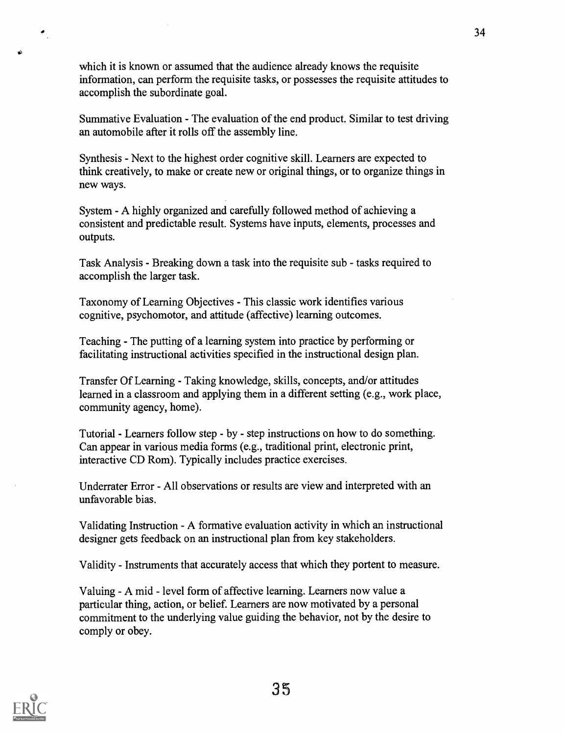which it is known or assumed that the audience already knows the requisite information, can perform the requisite tasks, or possesses the requisite attitudes to accomplish the subordinate goal.

Summative Evaluation - The evaluation of the end product. Similar to test driving an automobile after it rolls off the assembly line.

Synthesis - Next to the highest order cognitive skill. Learners are expected to think creatively, to make or create new or original things, or to organize things in new ways.

System - A highly organized and carefully followed method of achieving a consistent and predictable result. Systems have inputs, elements, processes and outputs.

Task Analysis - Breaking down a task into the requisite sub - tasks required to accomplish the larger task.

Taxonomy of Learning Objectives - This classic work identifies various cognitive, psychomotor, and attitude (affective) learning outcomes.

Teaching - The putting of a learning system into practice by performing or facilitating instructional activities specified in the instructional design plan.

Transfer Of Learning - Taking knowledge, skills, concepts, and/or attitudes learned in a classroom and applying them in a different setting (e.g., work place, community agency, home).

Tutorial - Learners follow step - by - step instructions on how to do something. Can appear in various media forms (e.g., traditional print, electronic print, interactive CD Rom). Typically includes practice exercises.

Underrater Error - All observations or results are view and interpreted with an unfavorable bias.

Validating Instruction - A formative evaluation activity in which an instructional designer gets feedback on an instructional plan from key stakeholders.

Validity - Instruments that accurately access that which they portent to measure.

Valuing - A mid - level form of affective learning. Learners now value a particular thing, action, or belief. Learners are now motivated by a personal commitment to the underlying value guiding the behavior, not by the desire to comply or obey.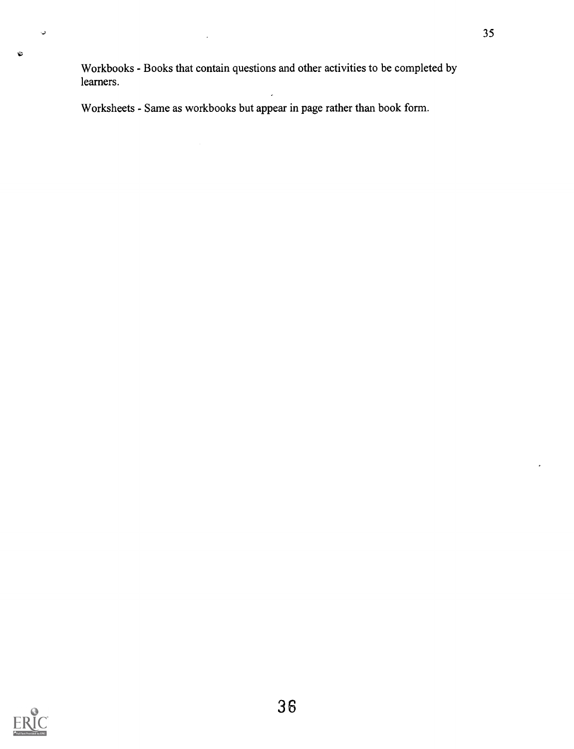Workbooks - Books that contain questions and other activities to be completed by learners.

Worksheets - Same as workbooks but appear in page rather than book form.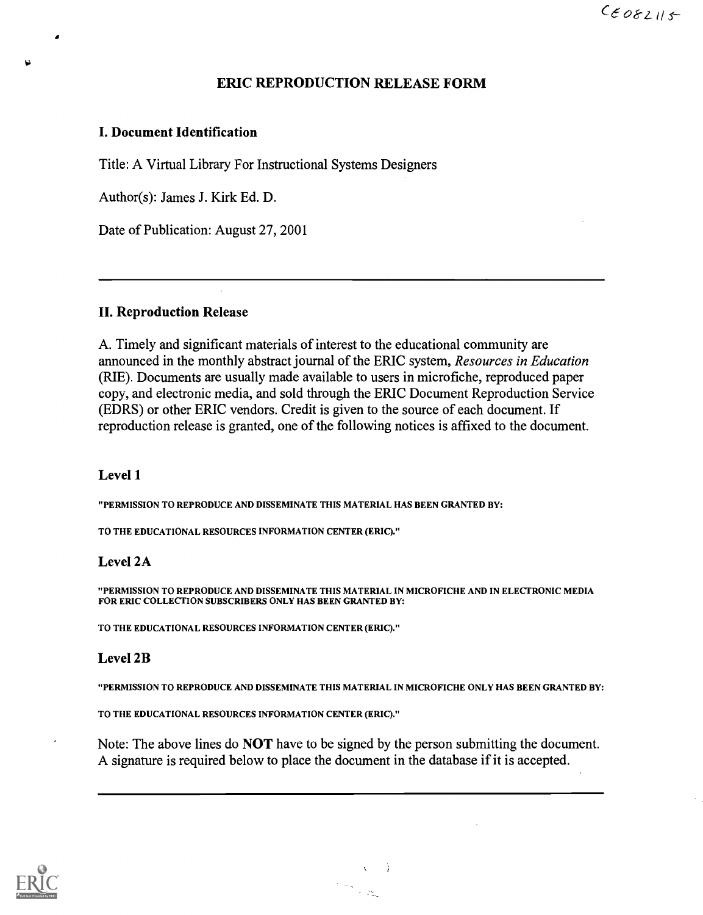CE082115

# ERIC REPRODUCTION RELEASE FORM

## I. Document Identification

Title: A Virtual Library For Instructional Systems Designers

Author(s): James J. Kirk Ed. D.

Date of Publication: August 27, 2001

## II. Reproduction Release

A. Timely and significant materials of interest to the educational community are announced in the monthly abstract journal of the ERIC system, *Resources in Education* (RIE). Documents are usually made available to users in microfiche, reproduced paper copy, and electronic media, and sold through the ERIC Document Reproduction Service (EDRS) or other ERIC vendors. Credit is given to the source of each document. If reproduction release is granted, one of the following notices is affixed to the document.

### Level 1

"PERMISSION TO REPRODUCE AND DISSEMINATE THIS MATERIAL HAS BEEN GRANTED BY:

TO THE EDUCATIONAL RESOURCES INFORMATION CENTER (ERIC)."

### Level 2A

"PERMISSION TO REPRODUCE AND DISSEMINATE THIS MATERIAL IN MICROFICHE AND IN ELECTRONIC MEDIA FOR ERIC COLLECTION SUBSCRIBERS ONLY HAS BEEN GRANTED BY:

TO THE EDUCATIONAL RESOURCES INFORMATION CENTER (ERIC)."

### Level 2B

"PERMISSION TO REPRODUCE AND DISSEMINATE THIS MATERIAL IN MICROFICHE ONLY HAS BEEN GRANTED BY:

TO THE EDUCATIONAL RESOURCES INFORMATION CENTER (ERIC)."

Note: The above lines do **NOT** have to be signed by the person submitting the document. A signature is required below to place the document in the database if it is accepted.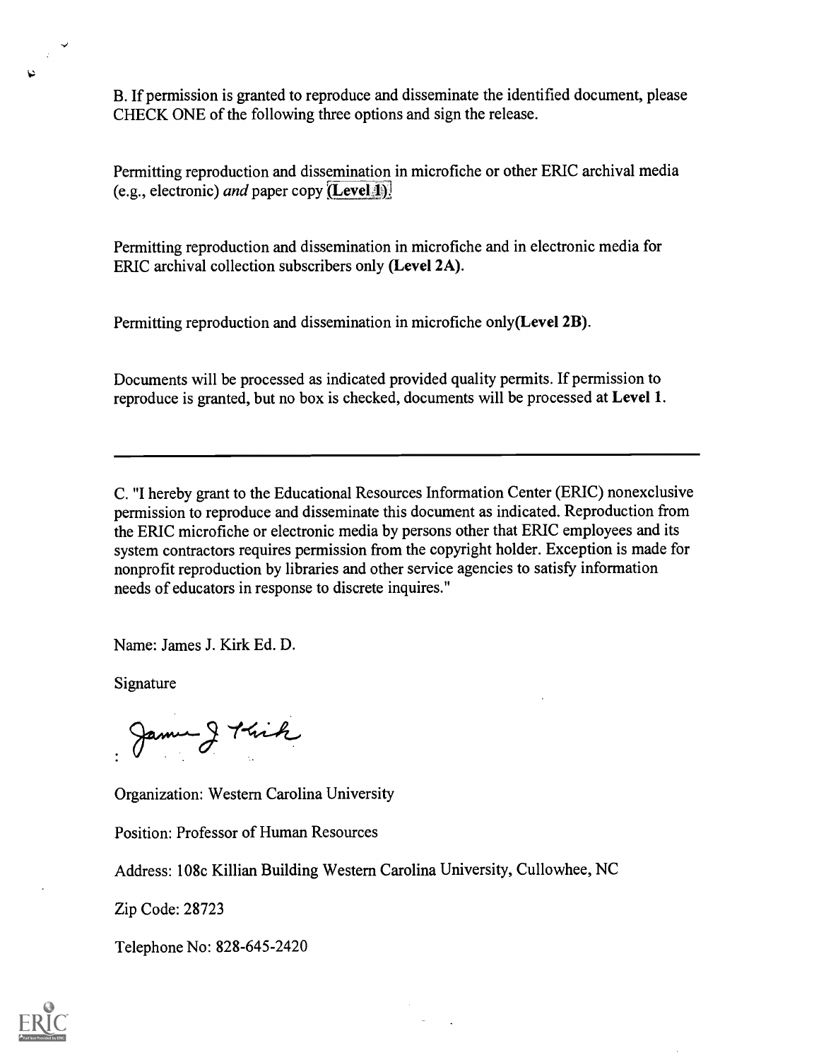B. If permission is granted to reproduce and disseminate the identified document, please CHECK ONE of the following three options and sign the release.

Permitting reproduction and dissemination in microfiche or other ERIC archival media (e.g., electronic) *and* paper copy **(Level 1)**.

Permitting reproduction and dissemination in microfiche and in electronic media for ERIC archival collection subscribers only **(Level 2A)**.

Permitting reproduction and dissemination in microfiche only**(Level 2B)**.

Documents will be processed as indicated provided quality permits. If permission to reproduce is granted, but no box is checked, documents will be processed at **Level 1**.

---

C. "I hereby grant to the Educational Resources Information Center (ERIC) nonexclusive permission to reproduce and disseminate this document as indicated. Reproduction from the ERIC microfiche or electronic media by persons other that ERIC employees and its system contractors requires permission from the copyright holder. Exception is made for nonprofit reproduction by libraries and other service agencies to satisfy information needs of educators in response to discrete inquires."

Name: James J. Kirk Ed. D.

Signature

: James J Kirk

Organization: Western Carolina University

Position: Professor of Human Resources

Address: 108c Killian Building Western Carolina University, Cullowhee, NC

Zip Code: 28723

Telephone No: 828-645-2420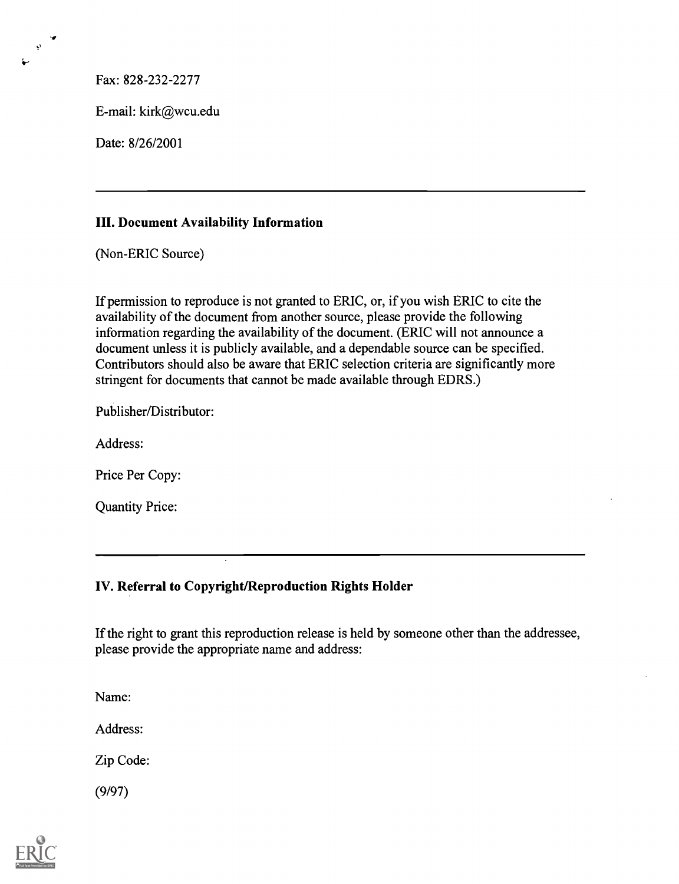Fax: 828-232-2277

E-mail: kirk@wcu.edu

Date: 8/26/2001

---

### III. Document Availability Information

(Non-ERIC Source)

If permission to reproduce is not granted to ERIC, or, if you wish ERIC to cite the availability of the document from another source, please provide the following information regarding the availability of the document. (ERIC will not announce a document unless it is publicly available, and a dependable source can be specified. Contributors should also be aware that ERIC selection criteria are significantly more stringent for documents that cannot be made available through EDRS.)

Publisher/Distributor:

Address:

Price Per Copy:

Quantity Price:

---

### IV. Referral to Copyright/Reproduction Rights Holder

If the right to grant this reproduction release is held by someone other than the addressee, please provide the appropriate name and address:

Name:

Address:

Zip Code:

(9/97)